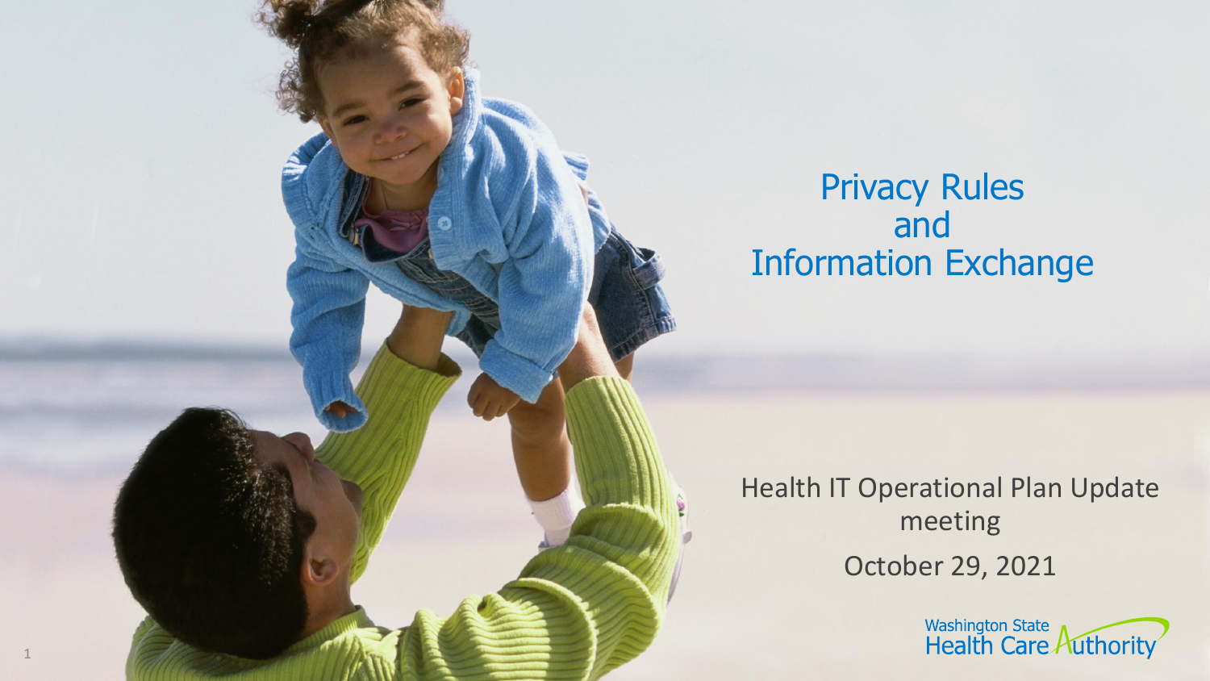# Privacy Rules and Information Exchange

Health IT Operational Plan Update meeting

October 29, 2021

Washington State Health Care Authority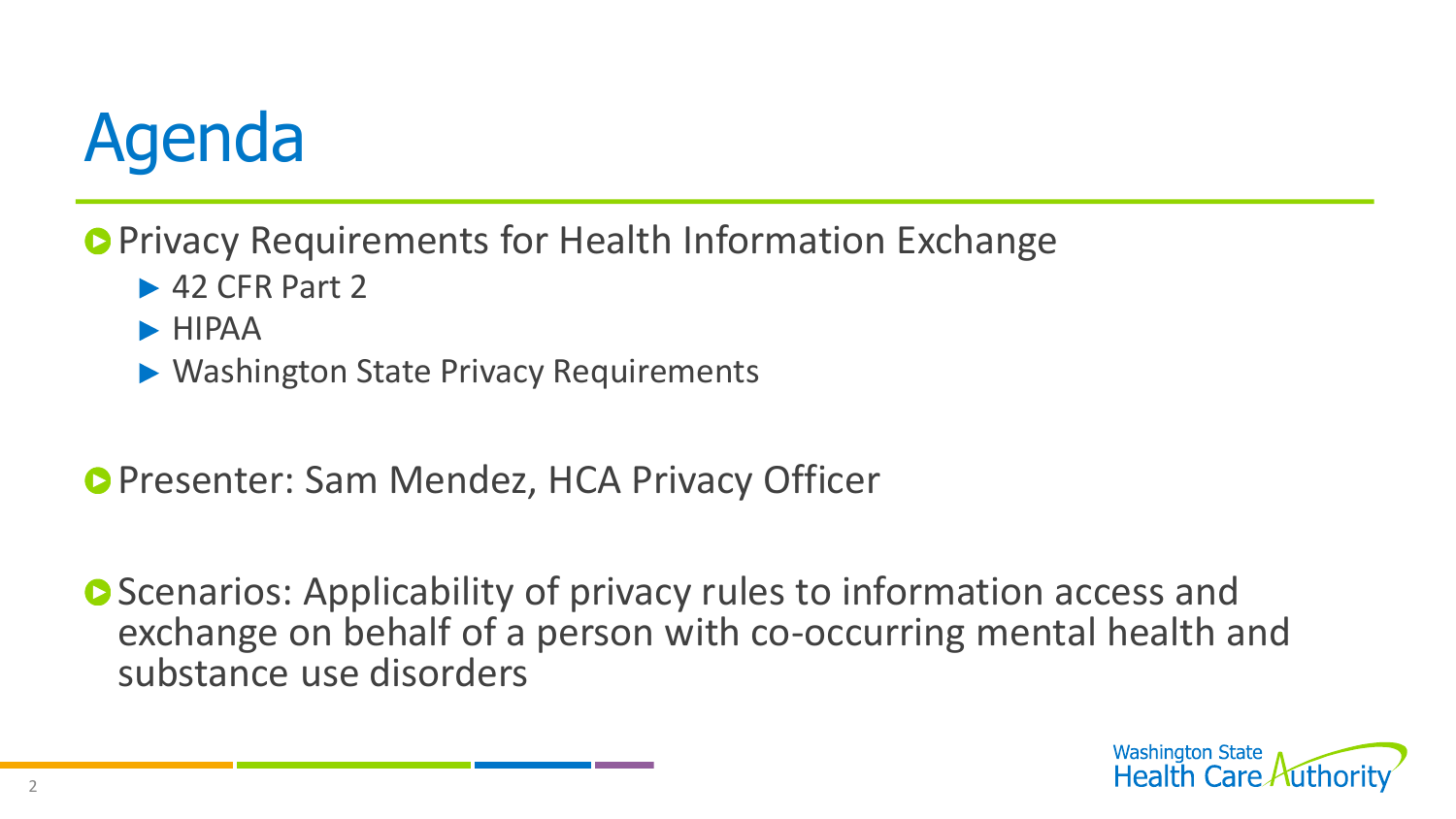# Agenda

- Privacy Requirements for Health Information Exchange
  - 42 CFR Part 2
  - HIPAA
  - Washington State Privacy Requirements

- Presenter: Sam Mendez, HCA Privacy Officer

- Scenarios: Applicability of privacy rules to information access and exchange on behalf of a person with co-occurring mental health and substance use disorders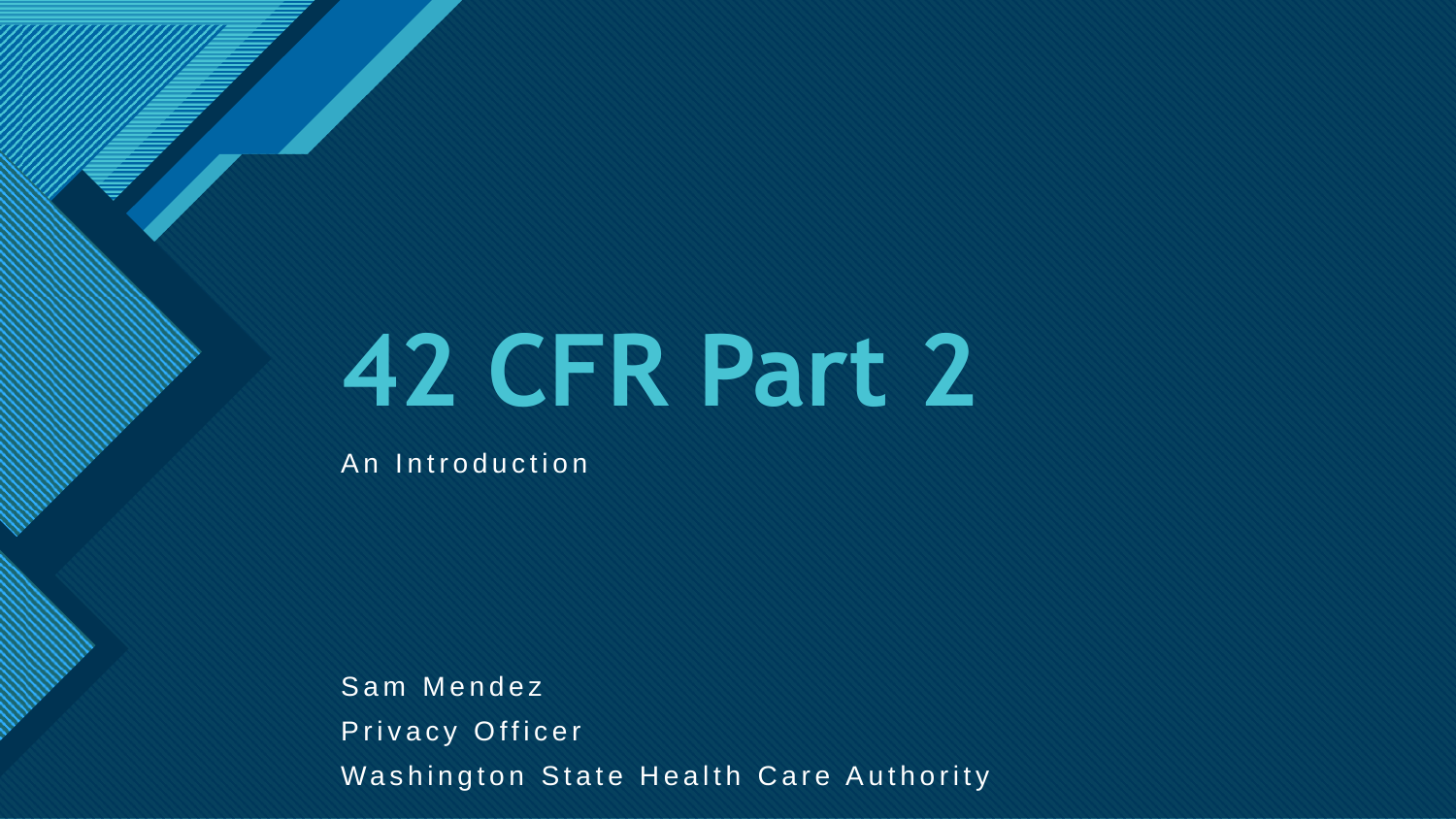# 42 CFR Part 2

An Introduction

Sam Mendez

Privacy Officer

Washington State Health Care Authority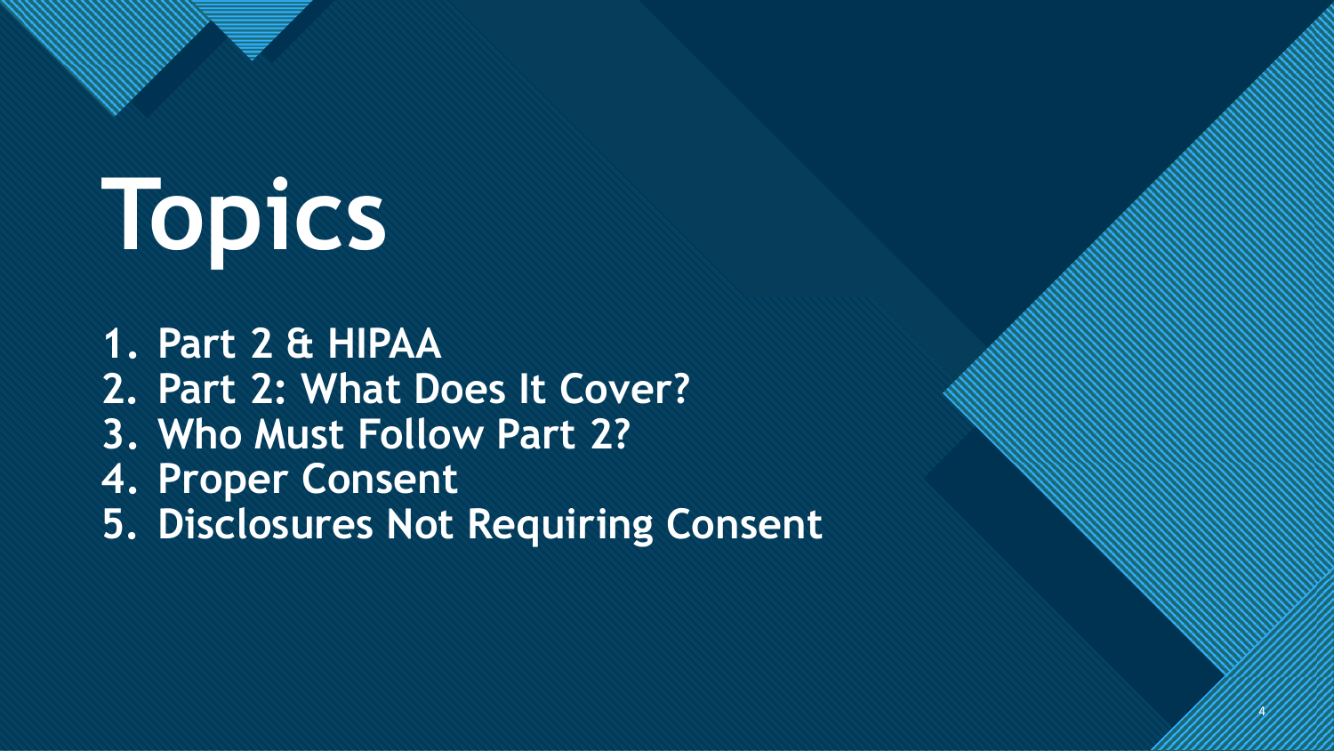# Topics

1. Part 2 & HIPAA
2. Part 2: What Does It Cover?
3. Who Must Follow Part 2?
4. Proper Consent
5. Disclosures Not Requiring Consent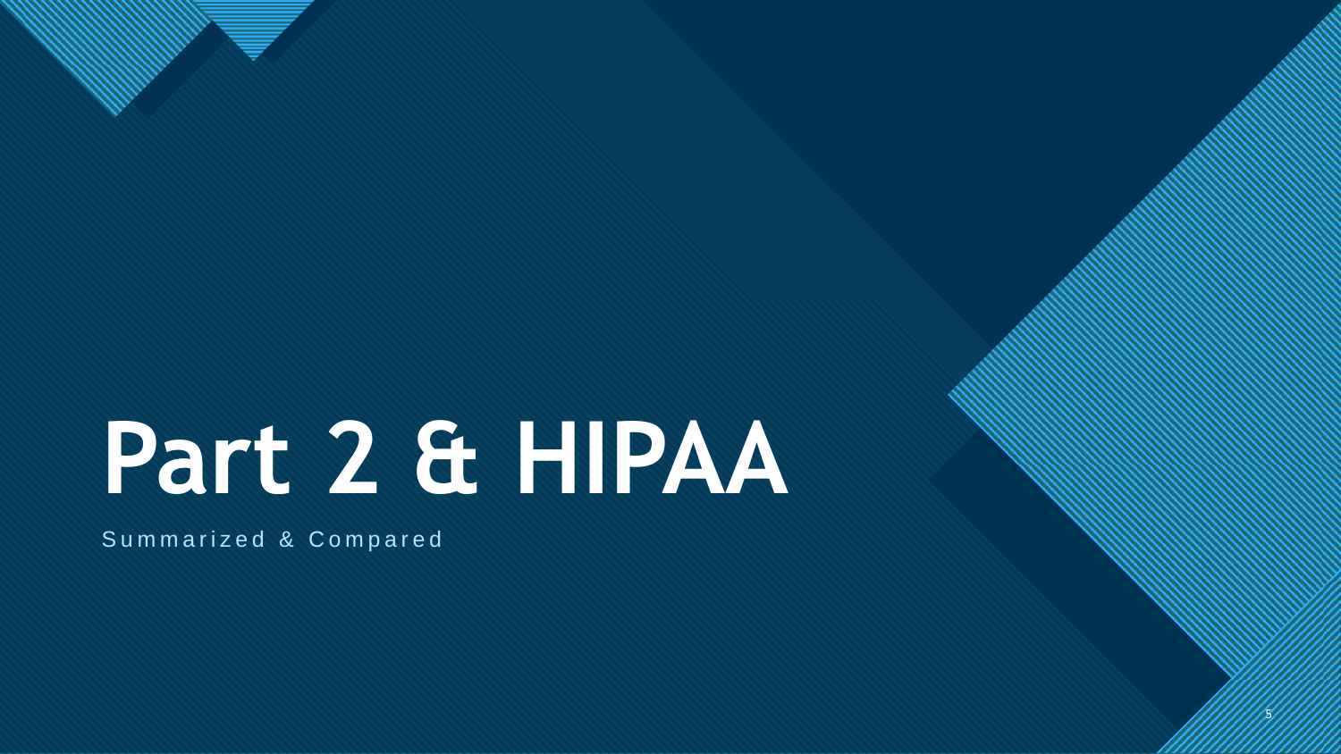# Part 2 & HIPAA

Summarized & Compared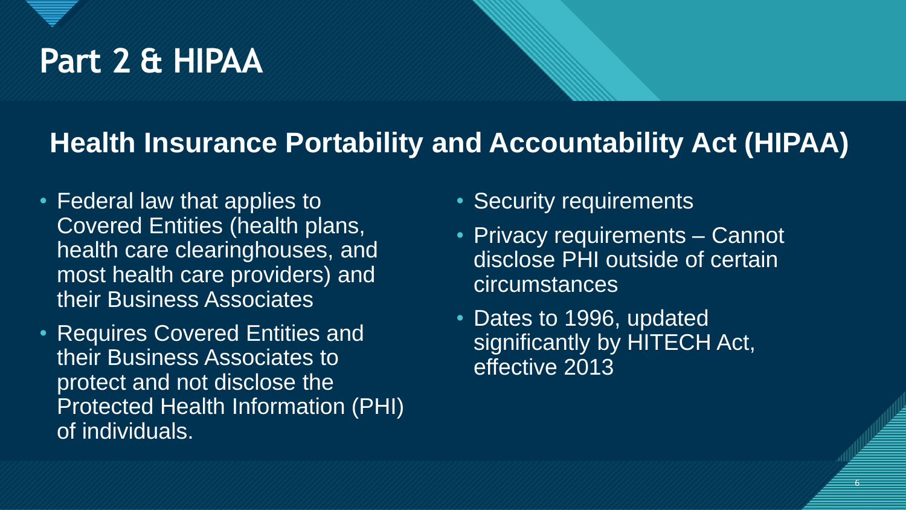# Part 2 & HIPAA

## Health Insurance Portability and Accountability Act (HIPAA)

- Federal law that applies to Covered Entities (health plans, health care clearinghouses, and most health care providers) and their Business Associates
- Requires Covered Entities and their Business Associates to protect and not disclose the Protected Health Information (PHI) of individuals.
- Security requirements
- Privacy requirements – Cannot disclose PHI outside of certain circumstances
- Dates to 1996, updated significantly by HITECH Act, effective 2013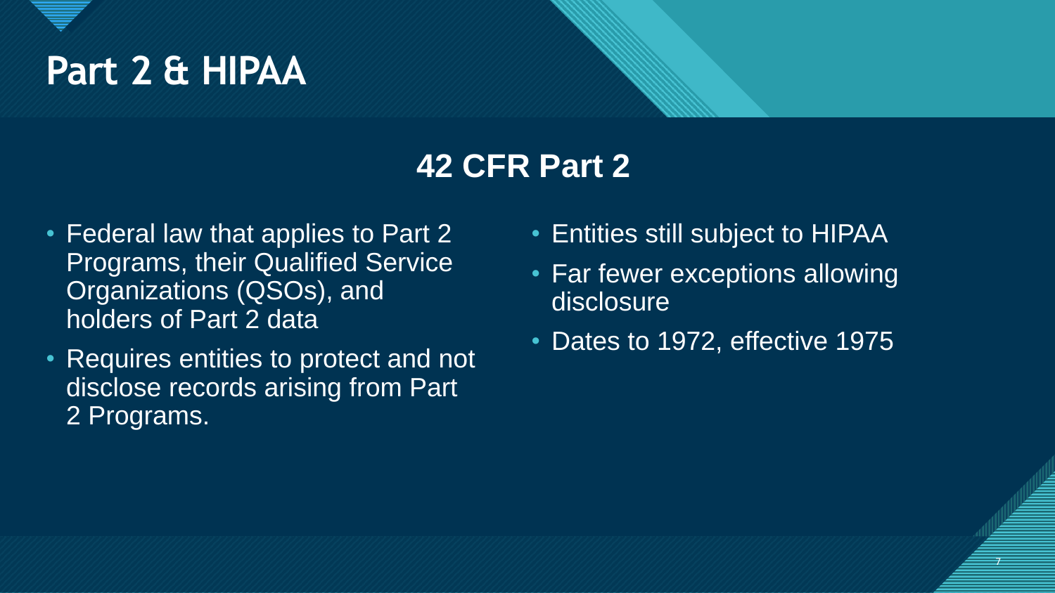# Part 2 & HIPAA

## 42 CFR Part 2

- Federal law that applies to Part 2 Programs, their Qualified Service Organizations (QSOs), and holders of Part 2 data
- Requires entities to protect and not disclose records arising from Part 2 Programs.
- Entities still subject to HIPAA
- Far fewer exceptions allowing disclosure
- Dates to 1972, effective 1975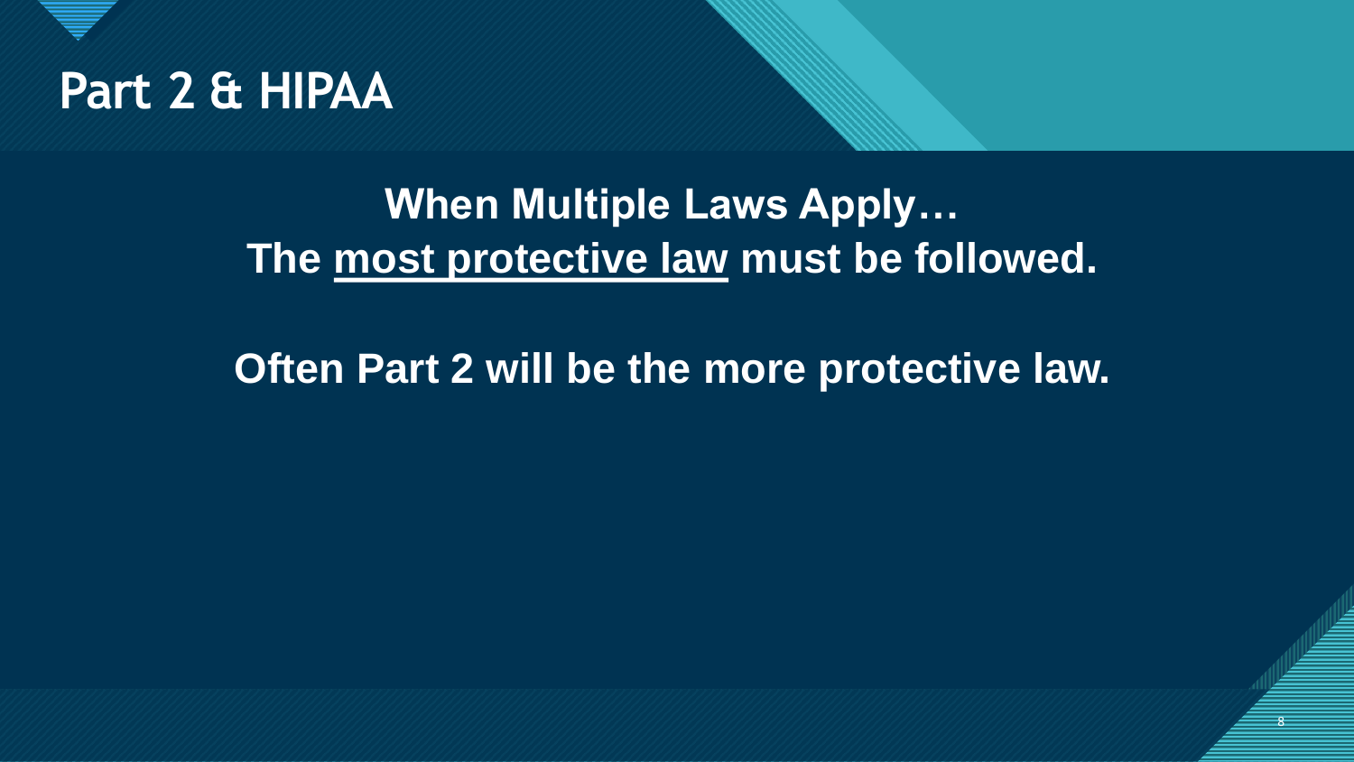# Part 2 & HIPAA

**When Multiple Laws Apply…**
**The <u>most protective law</u> must be followed.**

**Often Part 2 will be the more protective law.**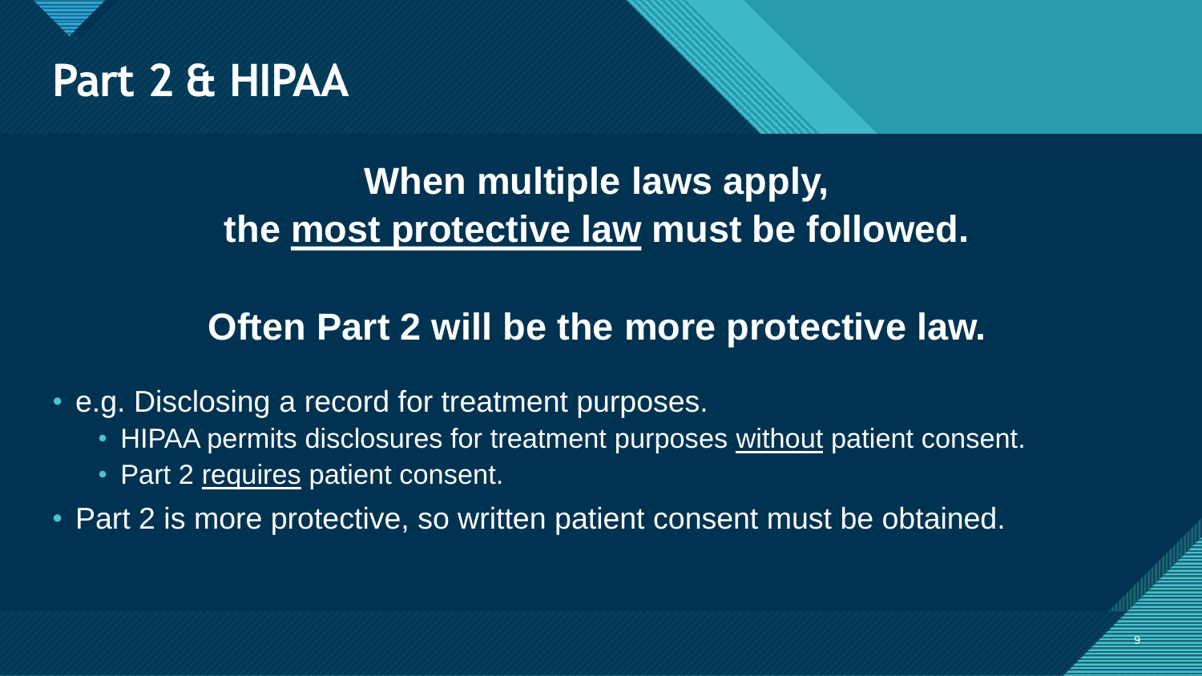# Part 2 & HIPAA

**When multiple laws apply,**
**the <u>most protective law</u> must be followed.**

**Often Part 2 will be the more protective law.**

- e.g. Disclosing a record for treatment purposes.
  - HIPAA permits disclosures for treatment purposes <u>without</u> patient consent.
  - Part 2 <u>requires</u> patient consent.
- Part 2 is more protective, so written patient consent must be obtained.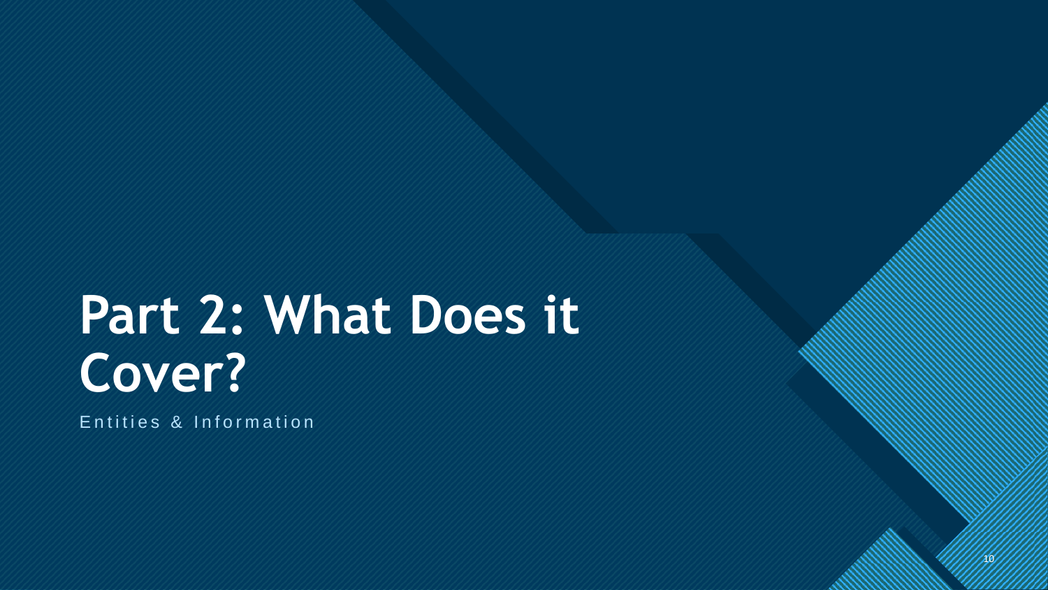# Part 2: What Does it Cover?

Entities & Information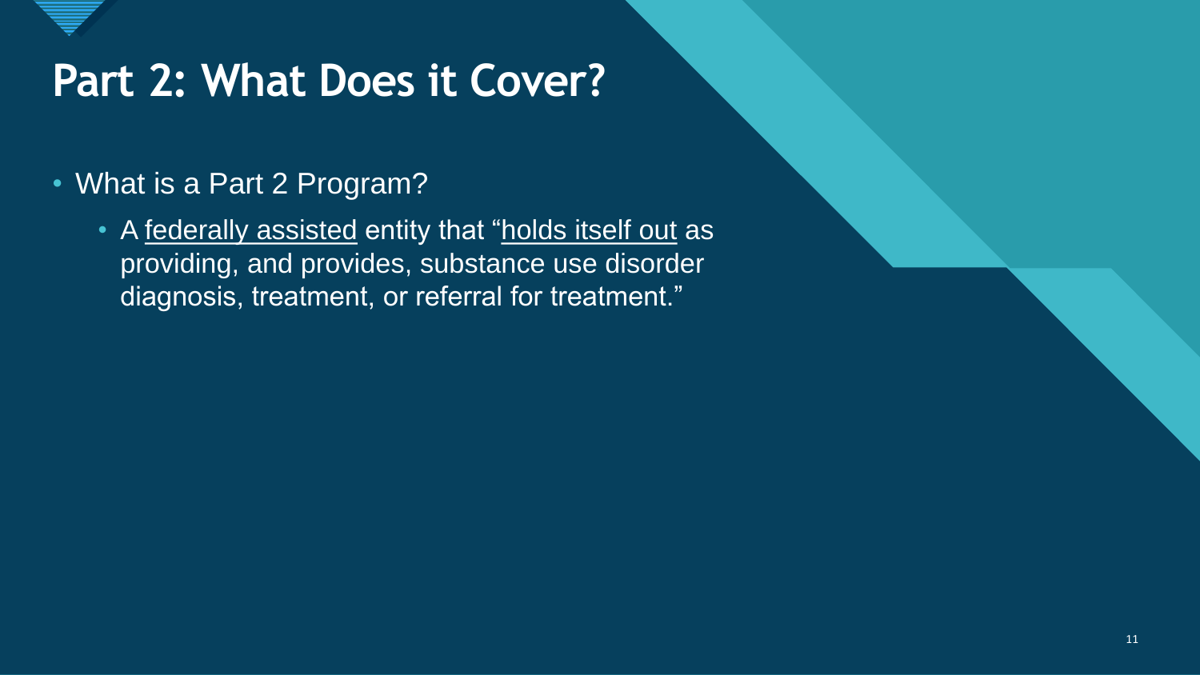# Part 2: What Does it Cover?

- What is a Part 2 Program?
  - A <u>federally assisted</u> entity that "<u>holds itself out</u> as providing, and provides, substance use disorder diagnosis, treatment, or referral for treatment."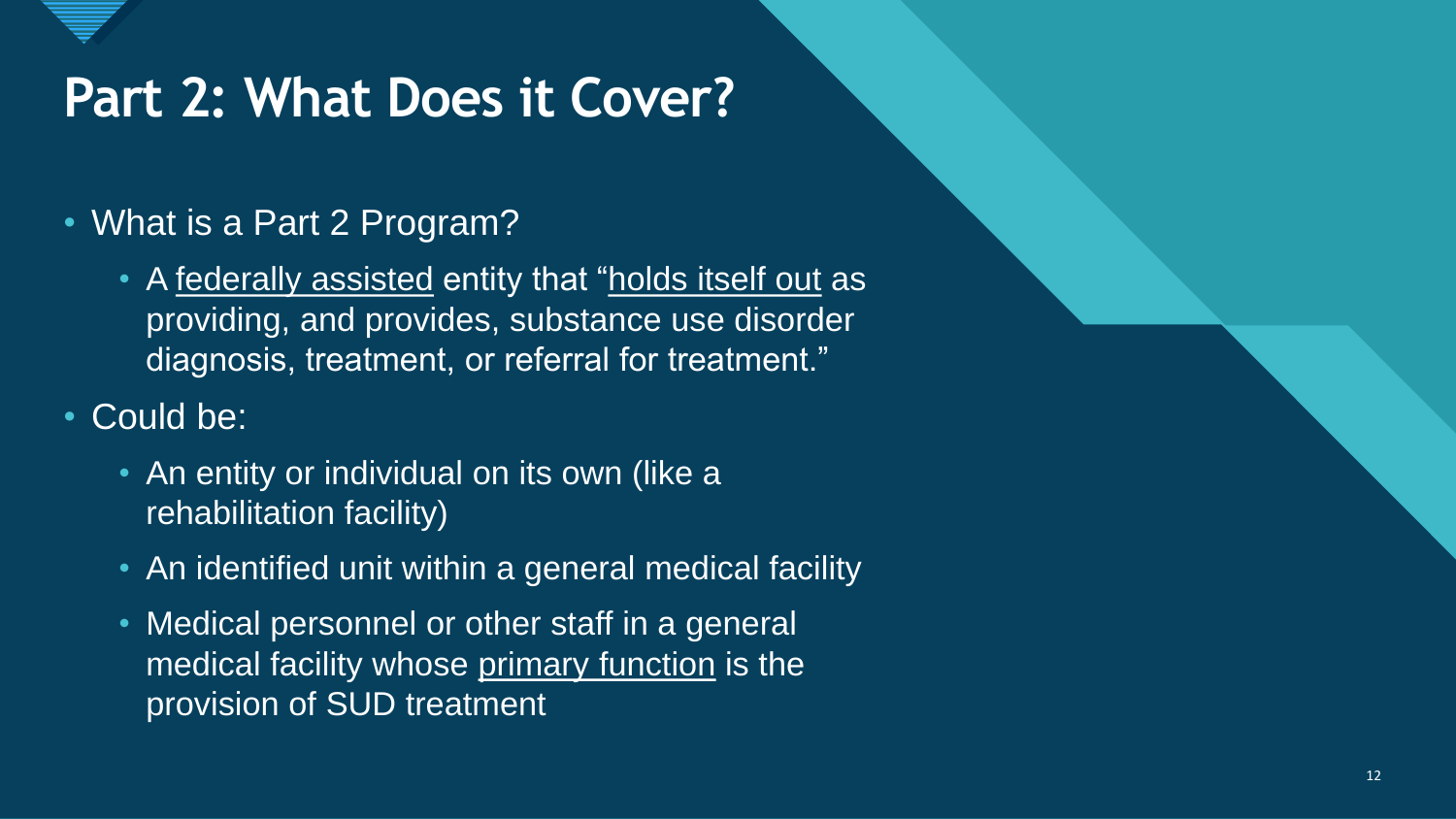# Part 2: What Does it Cover?

- What is a Part 2 Program?
  - A federally assisted entity that "holds itself out as providing, and provides, substance use disorder diagnosis, treatment, or referral for treatment."
- Could be:
  - An entity or individual on its own (like a rehabilitation facility)
  - An identified unit within a general medical facility
  - Medical personnel or other staff in a general medical facility whose primary function is the provision of SUD treatment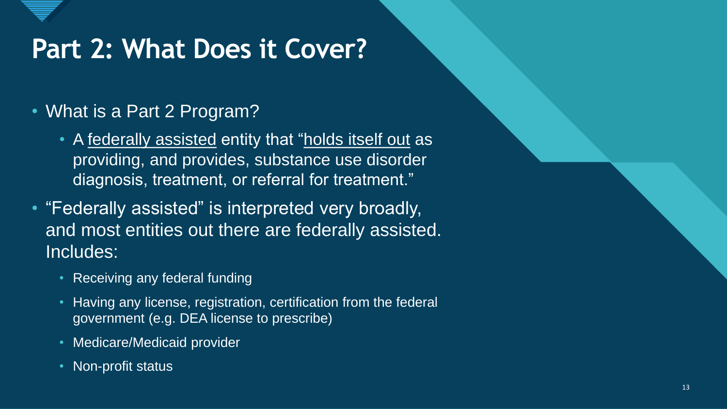# Part 2: What Does it Cover?

- What is a Part 2 Program?
  - A <u>federally assisted</u> entity that "<u>holds itself out</u> as providing, and provides, substance use disorder diagnosis, treatment, or referral for treatment."
- "Federally assisted" is interpreted very broadly, and most entities out there are federally assisted. Includes:
  - Receiving any federal funding
  - Having any license, registration, certification from the federal government (e.g. DEA license to prescribe)
  - Medicare/Medicaid provider
  - Non-profit status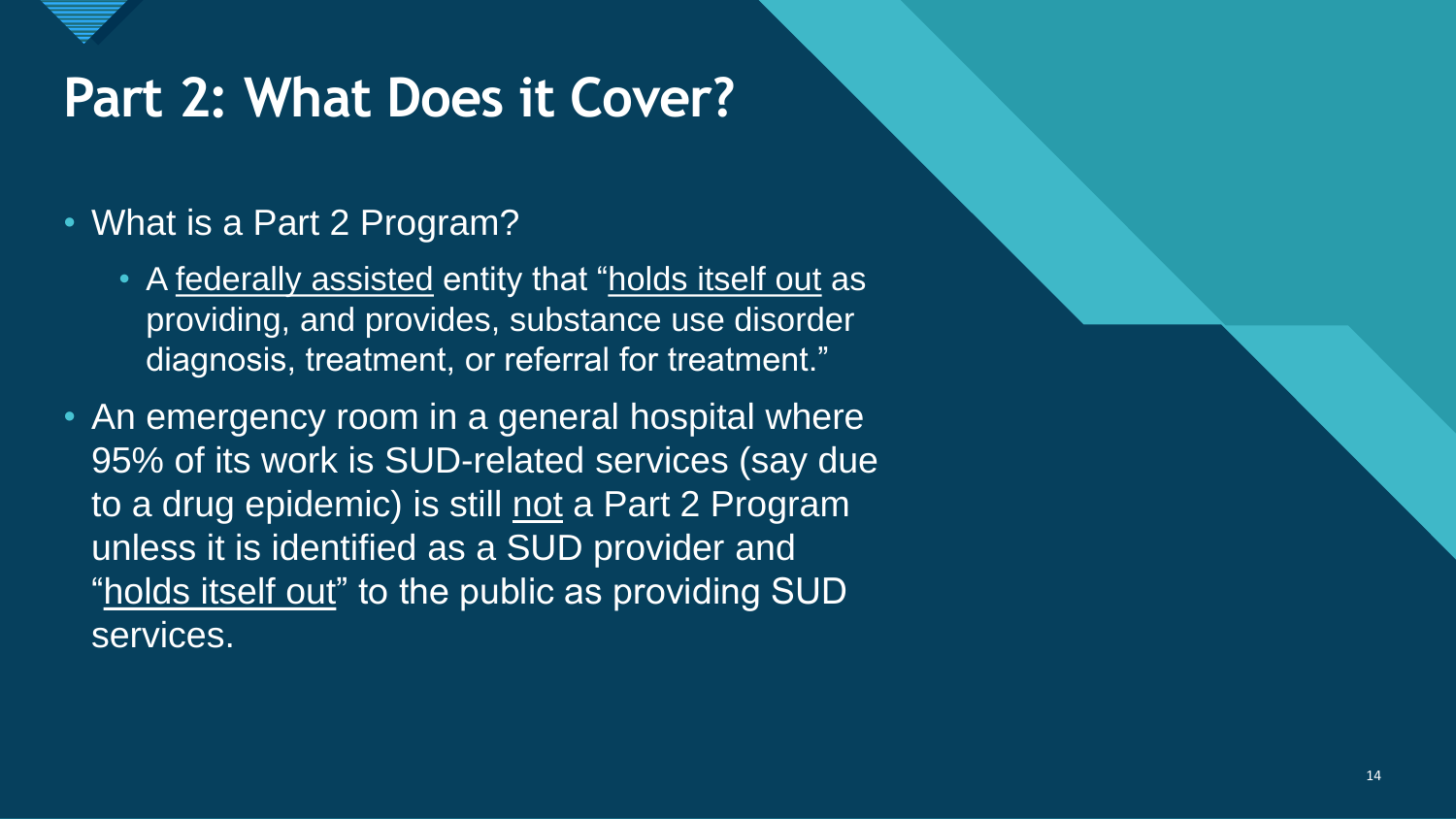# Part 2: What Does it Cover?

- What is a Part 2 Program?
  - A federally assisted entity that "holds itself out as providing, and provides, substance use disorder diagnosis, treatment, or referral for treatment."
- An emergency room in a general hospital where 95% of its work is SUD-related services (say due to a drug epidemic) is still not a Part 2 Program unless it is identified as a SUD provider and "holds itself out" to the public as providing SUD services.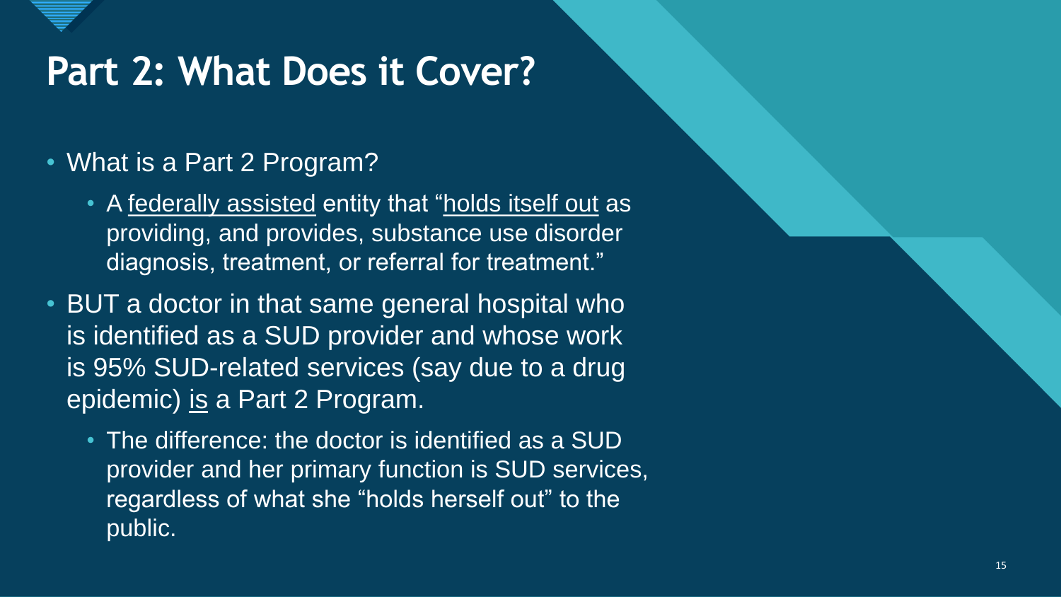# Part 2: What Does it Cover?

- What is a Part 2 Program?
  - A <u>federally assisted</u> entity that "<u>holds itself out</u> as providing, and provides, substance use disorder diagnosis, treatment, or referral for treatment."
- BUT a doctor in that same general hospital who is identified as a SUD provider and whose work is 95% SUD-related services (say due to a drug epidemic) <u>is</u> a Part 2 Program.
  - The difference: the doctor is identified as a SUD provider and her primary function is SUD services, regardless of what she "holds herself out" to the public.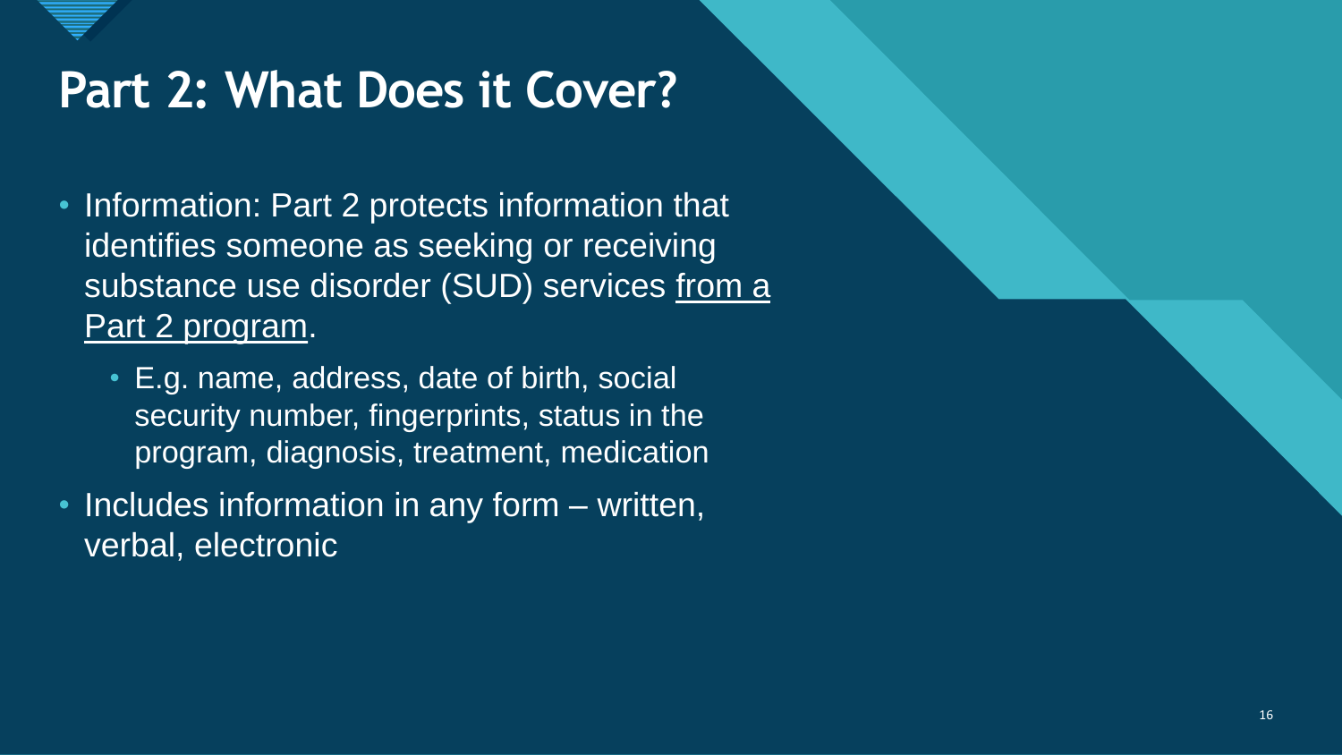# Part 2: What Does it Cover?

- Information: Part 2 protects information that identifies someone as seeking or receiving substance use disorder (SUD) services from a Part 2 program.
  - E.g. name, address, date of birth, social security number, fingerprints, status in the program, diagnosis, treatment, medication
- Includes information in any form – written, verbal, electronic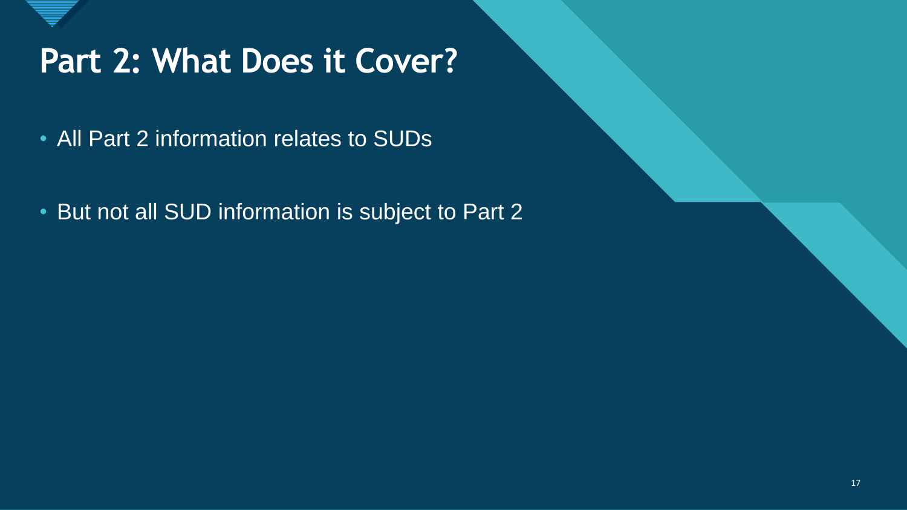# Part 2: What Does it Cover?

- All Part 2 information relates to SUDs
- But not all SUD information is subject to Part 2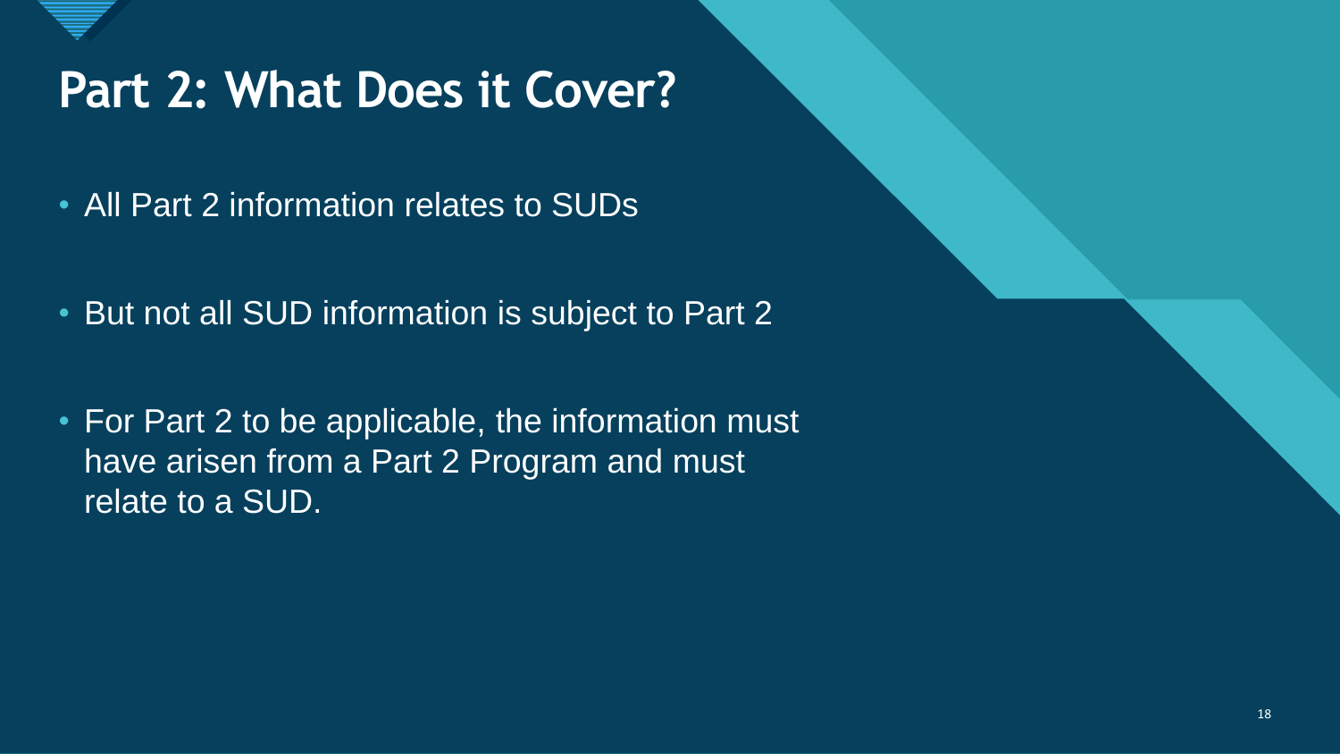# Part 2: What Does it Cover?

- All Part 2 information relates to SUDs
- But not all SUD information is subject to Part 2
- For Part 2 to be applicable, the information must have arisen from a Part 2 Program and must relate to a SUD.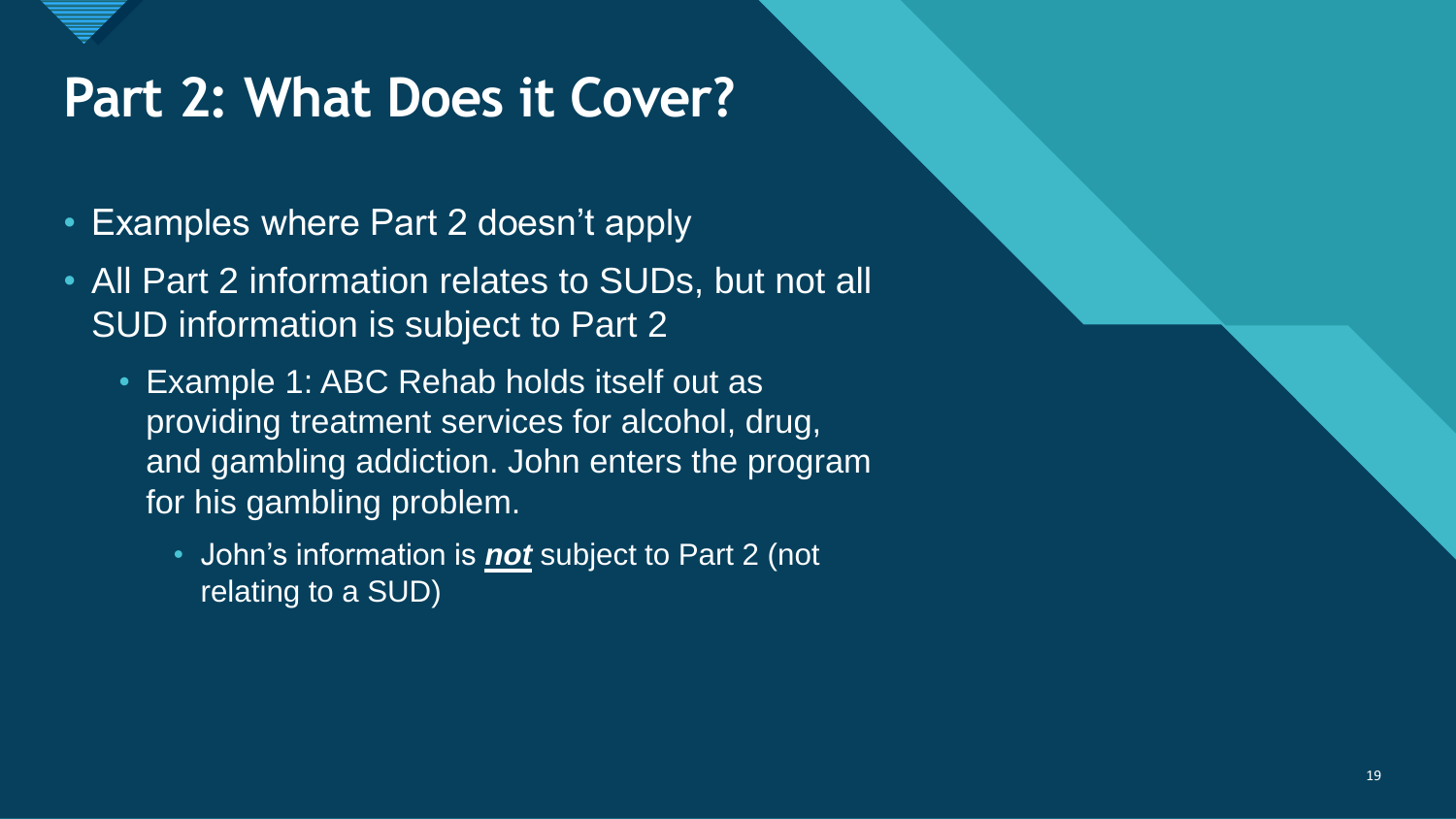# Part 2: What Does it Cover?

- Examples where Part 2 doesn't apply
- All Part 2 information relates to SUDs, but not all SUD information is subject to Part 2
  - Example 1: ABC Rehab holds itself out as providing treatment services for alcohol, drug, and gambling addiction. John enters the program for his gambling problem.
    - John's information is ***not*** subject to Part 2 (not relating to a SUD)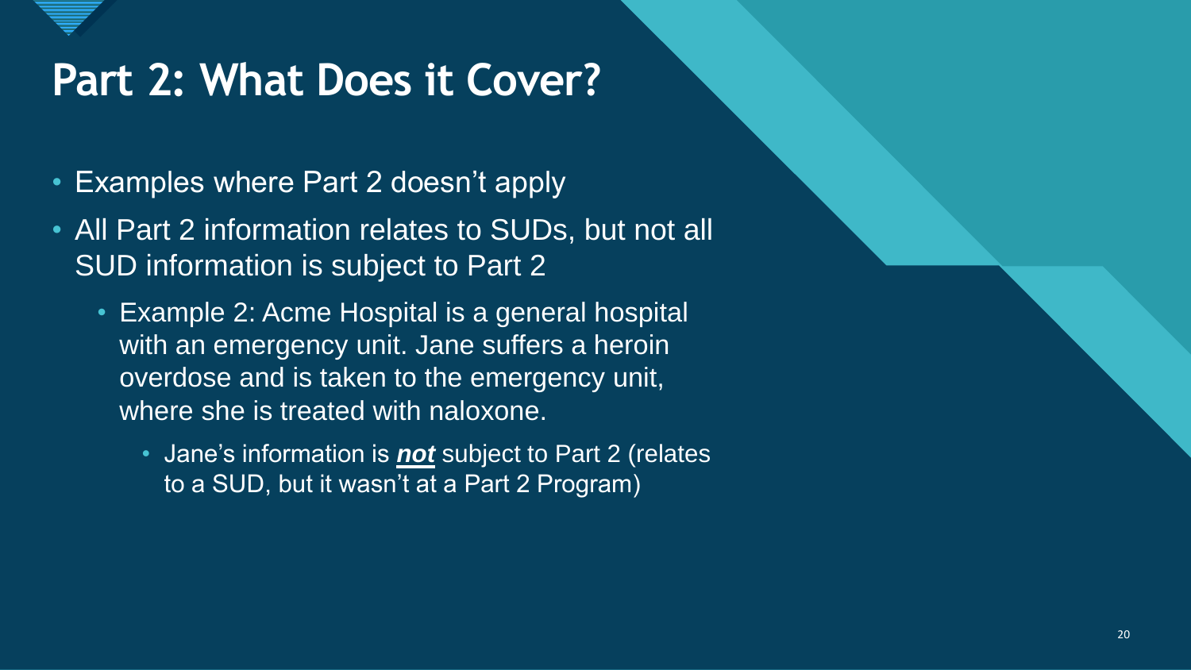# Part 2: What Does it Cover?

- Examples where Part 2 doesn't apply
- All Part 2 information relates to SUDs, but not all SUD information is subject to Part 2
  - Example 2: Acme Hospital is a general hospital with an emergency unit. Jane suffers a heroin overdose and is taken to the emergency unit, where she is treated with naloxone.
    - Jane's information is ***not*** subject to Part 2 (relates to a SUD, but it wasn't at a Part 2 Program)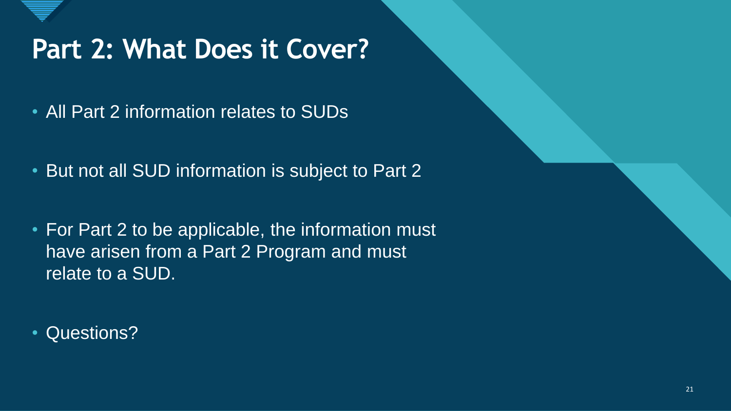# Part 2: What Does it Cover?

- All Part 2 information relates to SUDs
- But not all SUD information is subject to Part 2
- For Part 2 to be applicable, the information must have arisen from a Part 2 Program and must relate to a SUD.
- Questions?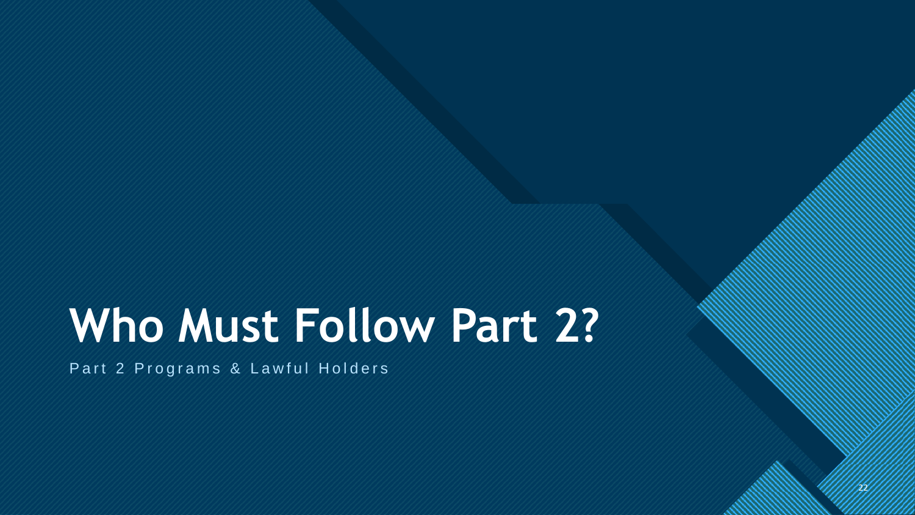# Who Must Follow Part 2?

Part 2 Programs & Lawful Holders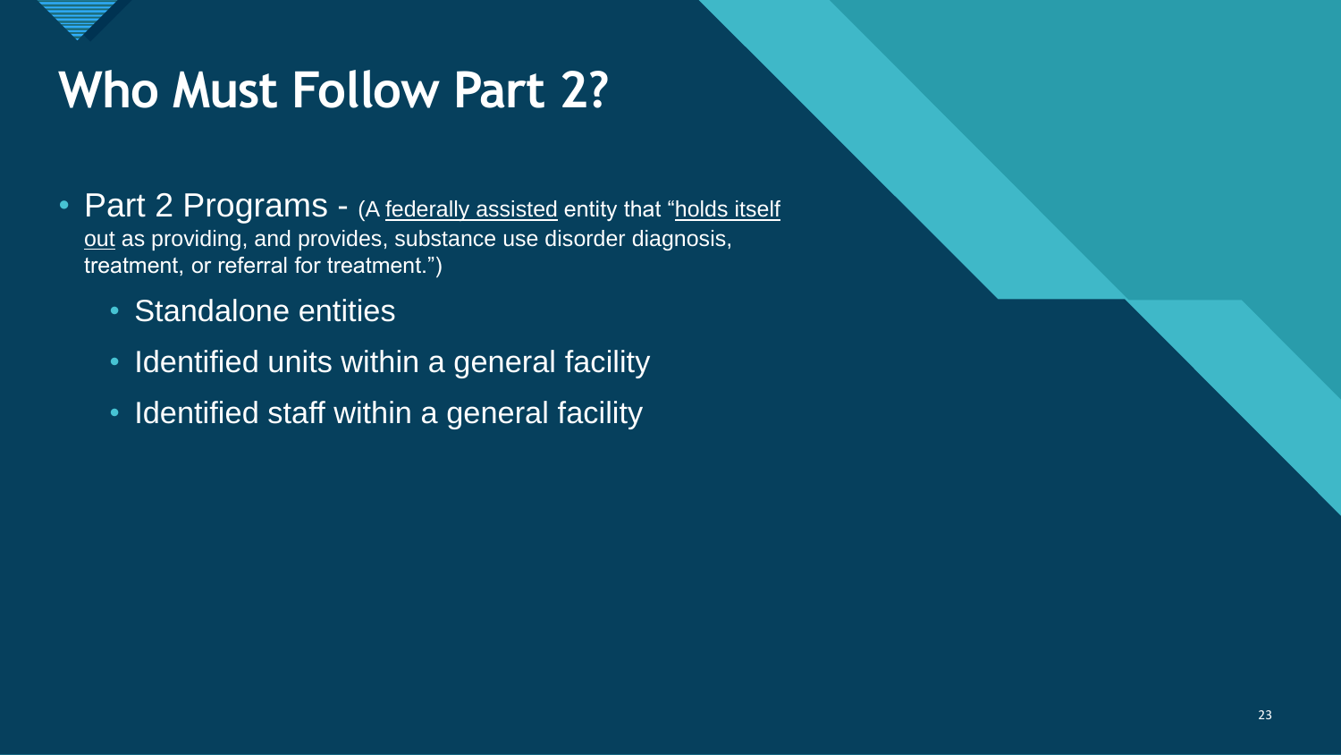# Who Must Follow Part 2?

- Part 2 Programs - (A federally assisted entity that "holds itself out as providing, and provides, substance use disorder diagnosis, treatment, or referral for treatment.")
  - Standalone entities
  - Identified units within a general facility
  - Identified staff within a general facility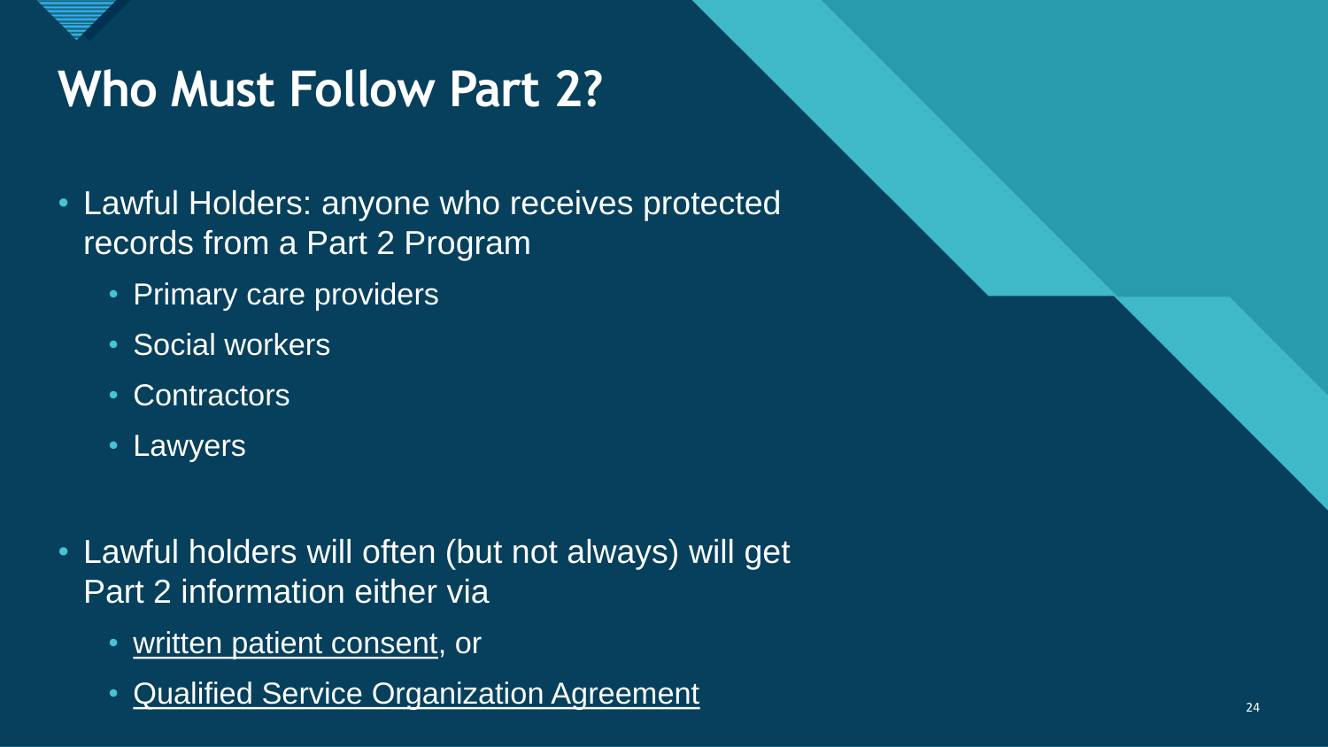# Who Must Follow Part 2?

- Lawful Holders: anyone who receives protected records from a Part 2 Program
  - Primary care providers
  - Social workers
  - Contractors
  - Lawyers

- Lawful holders will often (but not always) will get Part 2 information either via
  - written patient consent, or
  - Qualified Service Organization Agreement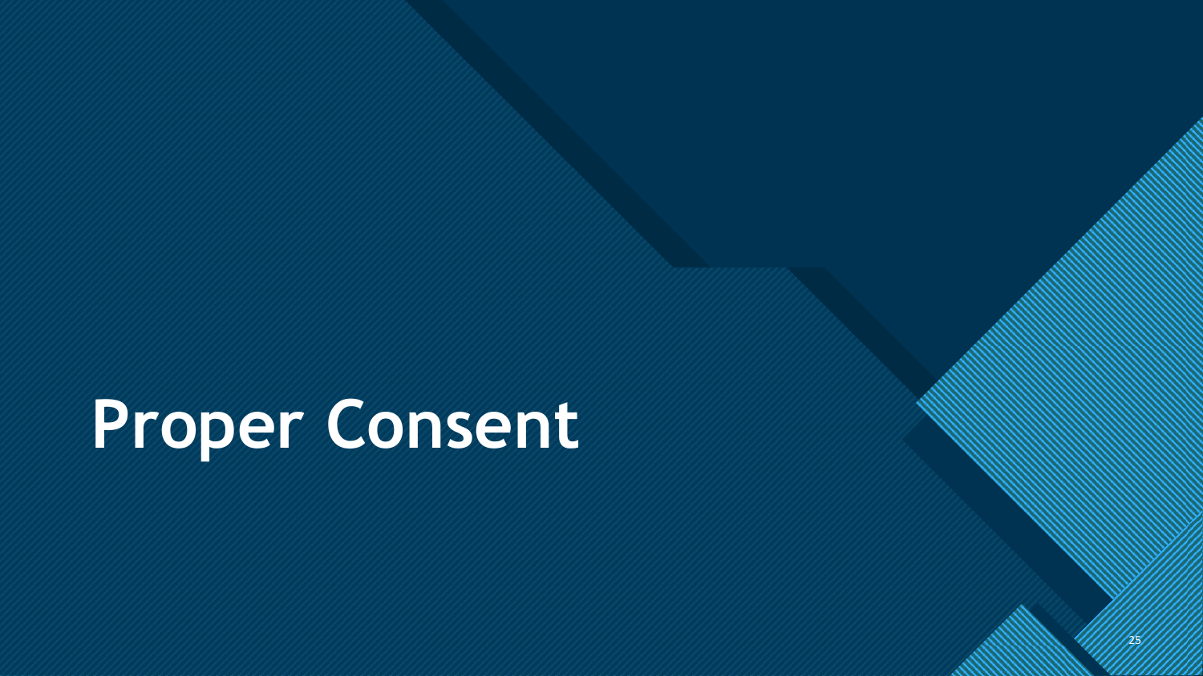# Proper Consent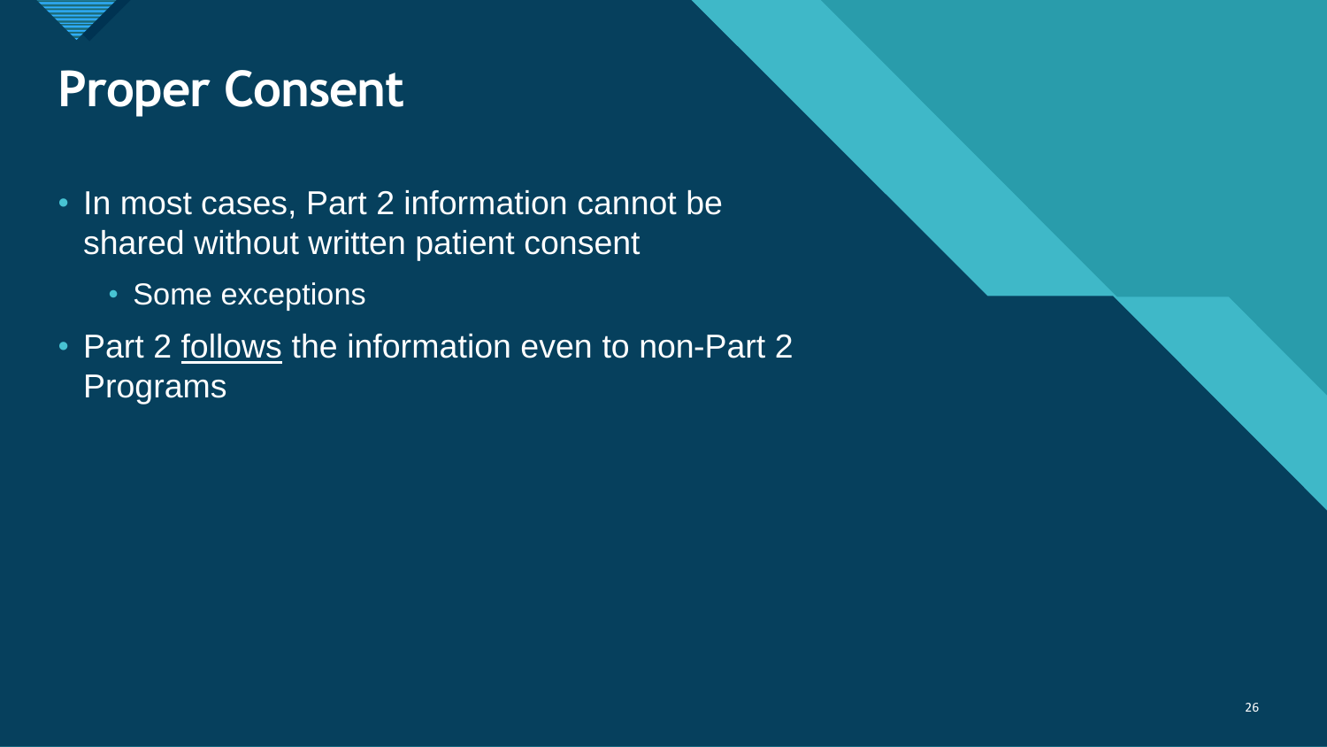# Proper Consent

- In most cases, Part 2 information cannot be shared without written patient consent
  - Some exceptions
- Part 2 <u>follows</u> the information even to non-Part 2 Programs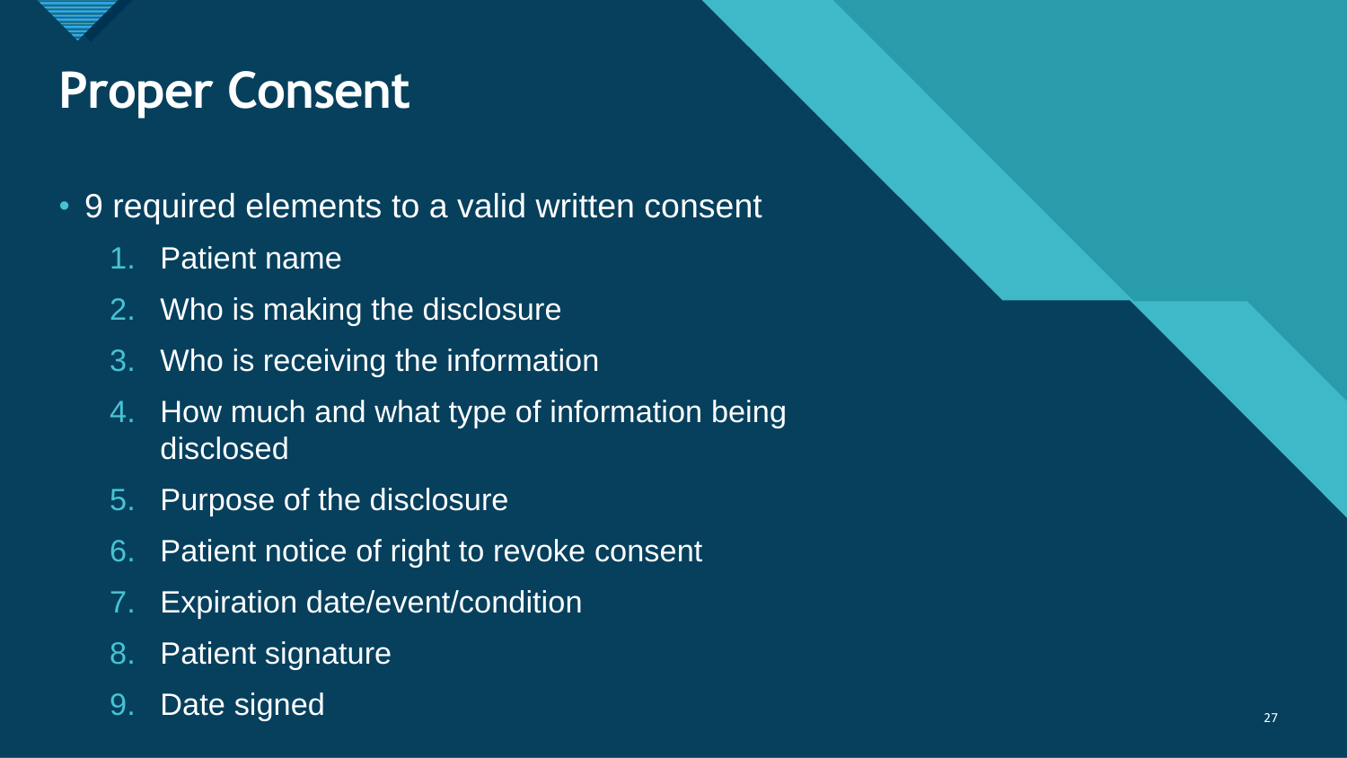# Proper Consent

- 9 required elements to a valid written consent
  1. Patient name
  2. Who is making the disclosure
  3. Who is receiving the information
  4. How much and what type of information being disclosed
  5. Purpose of the disclosure
  6. Patient notice of right to revoke consent
  7. Expiration date/event/condition
  8. Patient signature
  9. Date signed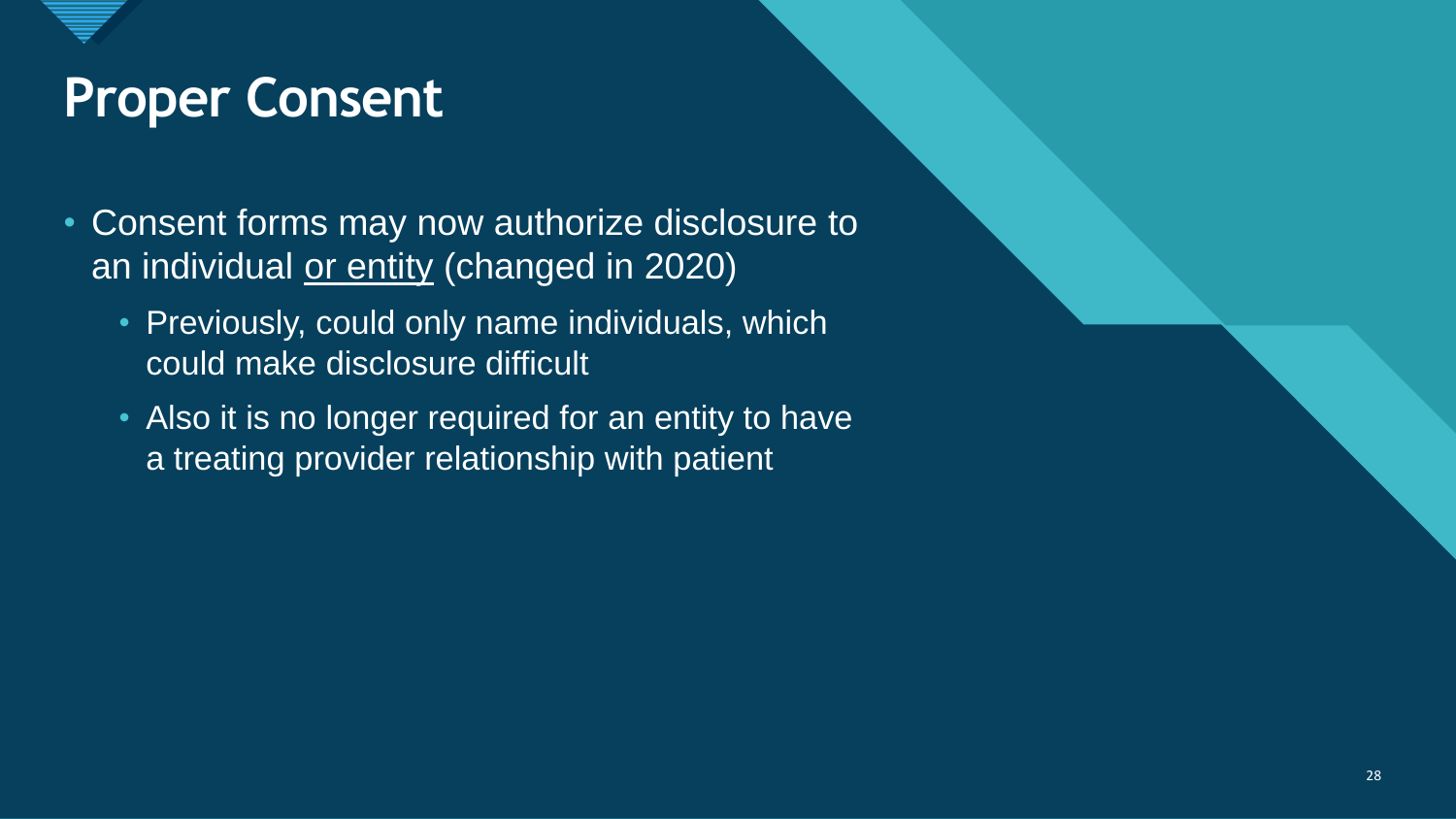# Proper Consent

- Consent forms may now authorize disclosure to an individual <u>or entity</u> (changed in 2020)
  - Previously, could only name individuals, which could make disclosure difficult
  - Also it is no longer required for an entity to have a treating provider relationship with patient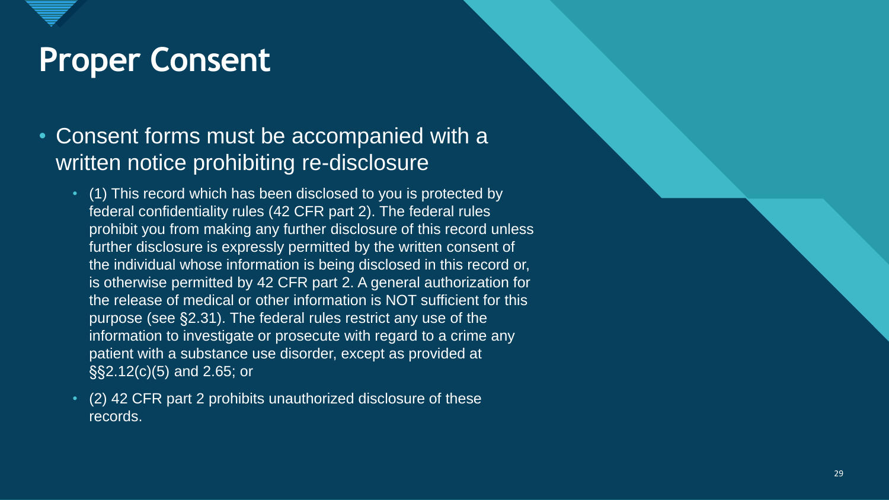# Proper Consent

- Consent forms must be accompanied with a written notice prohibiting re-disclosure
  - (1) This record which has been disclosed to you is protected by federal confidentiality rules (42 CFR part 2). The federal rules prohibit you from making any further disclosure of this record unless further disclosure is expressly permitted by the written consent of the individual whose information is being disclosed in this record or, is otherwise permitted by 42 CFR part 2. A general authorization for the release of medical or other information is NOT sufficient for this purpose (see §2.31). The federal rules restrict any use of the information to investigate or prosecute with regard to a crime any patient with a substance use disorder, except as provided at §§2.12(c)(5) and 2.65; or
  - (2) 42 CFR part 2 prohibits unauthorized disclosure of these records.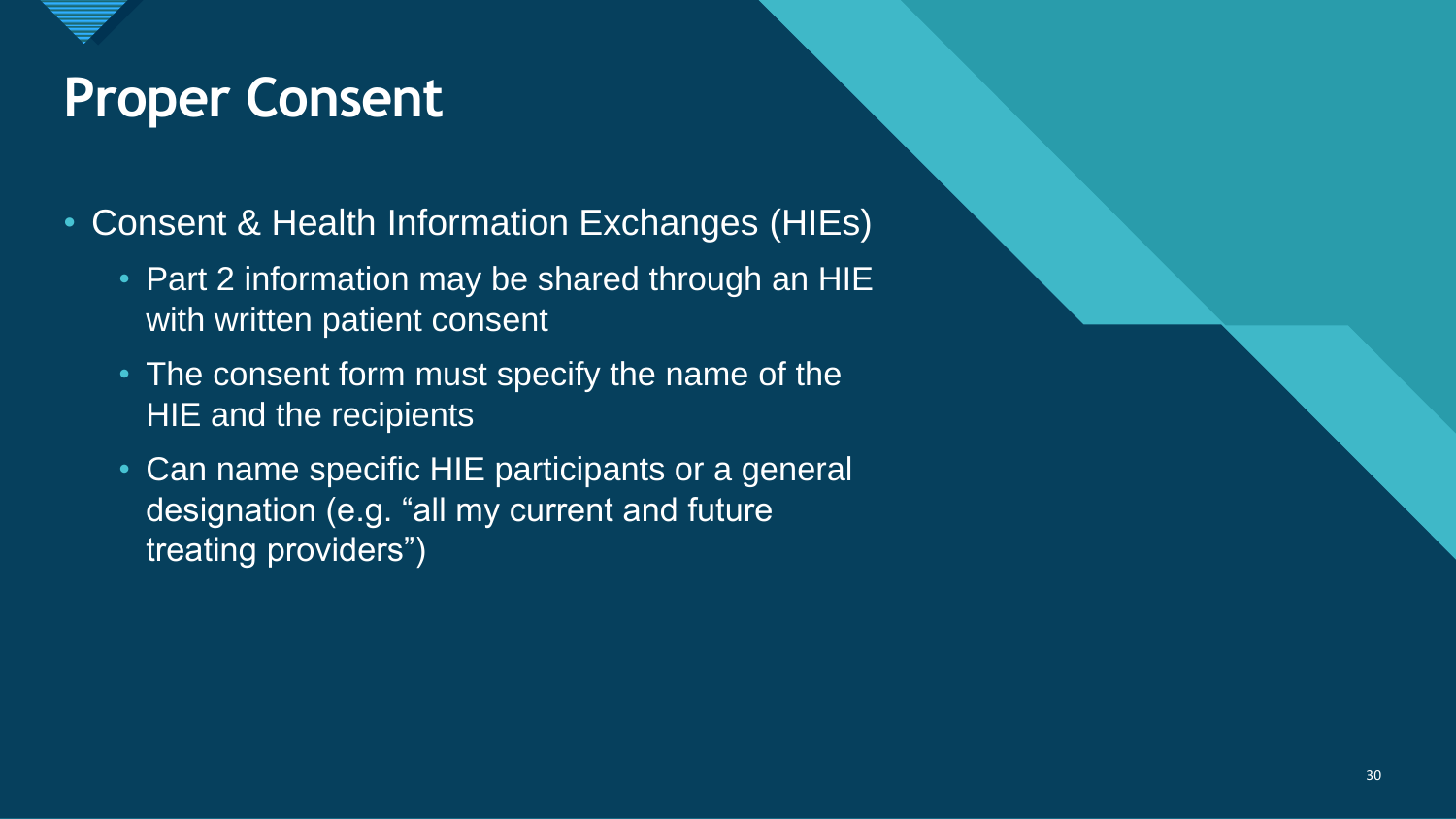# Proper Consent

- Consent & Health Information Exchanges (HIEs)
  - Part 2 information may be shared through an HIE with written patient consent
  - The consent form must specify the name of the HIE and the recipients
  - Can name specific HIE participants or a general designation (e.g. “all my current and future treating providers”)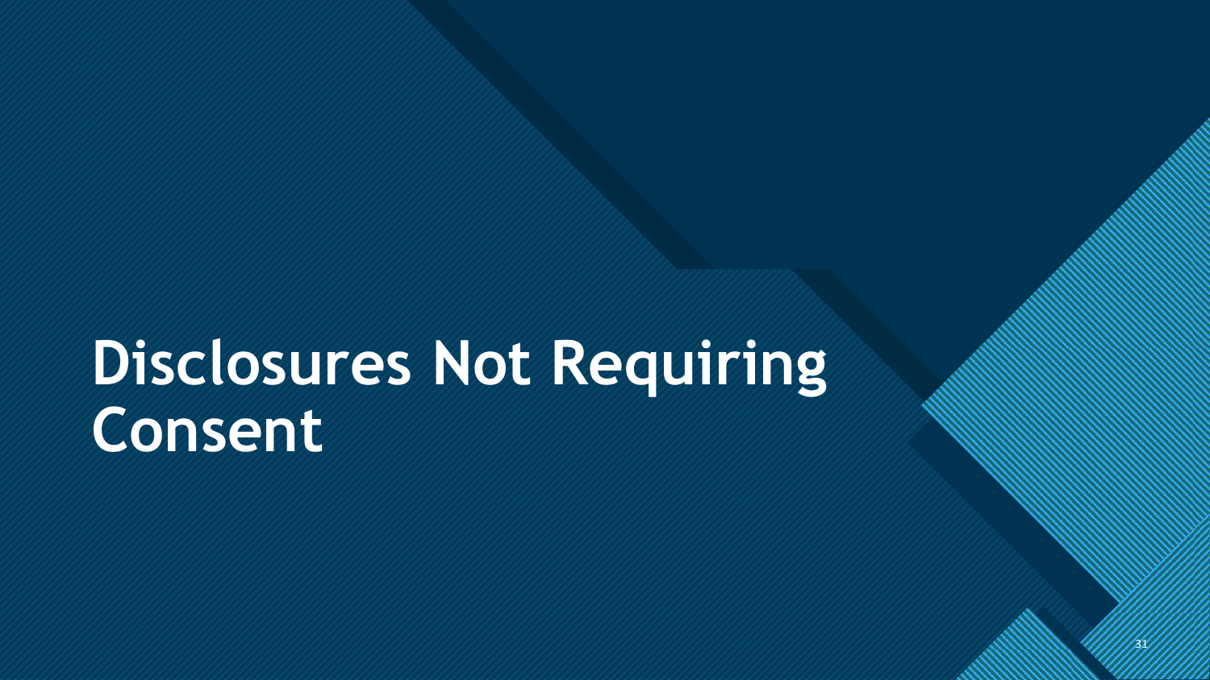# Disclosures Not Requiring Consent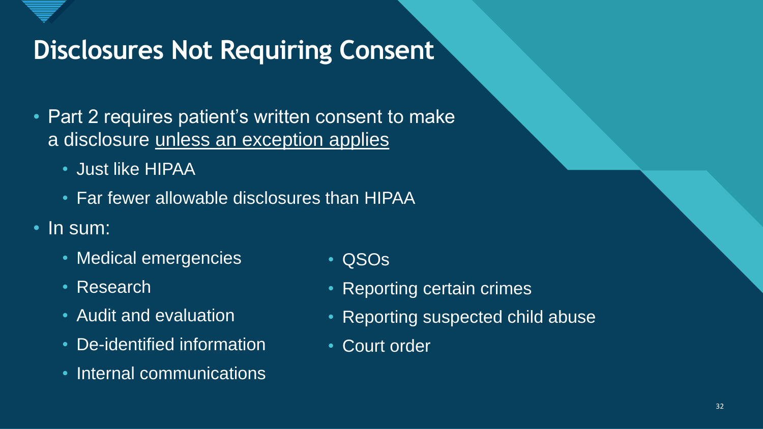# Disclosures Not Requiring Consent

- Part 2 requires patient's written consent to make a disclosure <u>unless an exception applies</u>
  - Just like HIPAA
  - Far fewer allowable disclosures than HIPAA
- In sum:
  - Medical emergencies
  - Research
  - Audit and evaluation
  - De-identified information
  - Internal communications
  - QSOs
  - Reporting certain crimes
  - Reporting suspected child abuse
  - Court order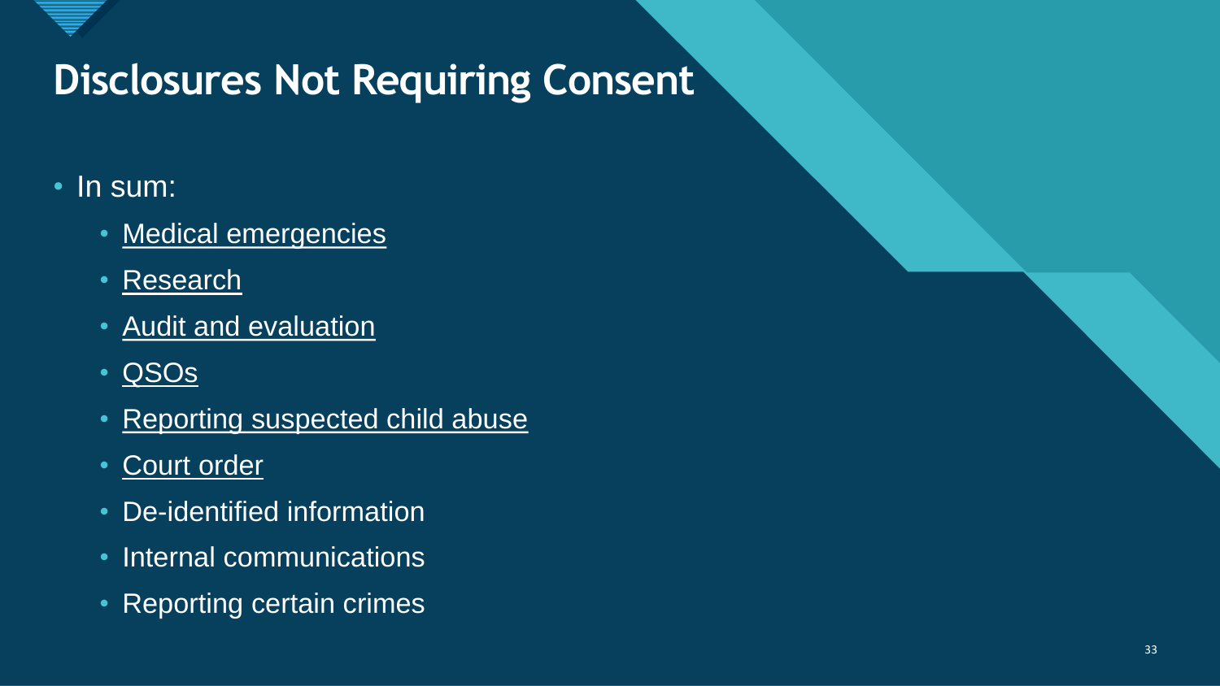# Disclosures Not Requiring Consent

- In sum:
  - Medical emergencies
  - Research
  - Audit and evaluation
  - QSOs
  - Reporting suspected child abuse
  - Court order
  - De-identified information
  - Internal communications
  - Reporting certain crimes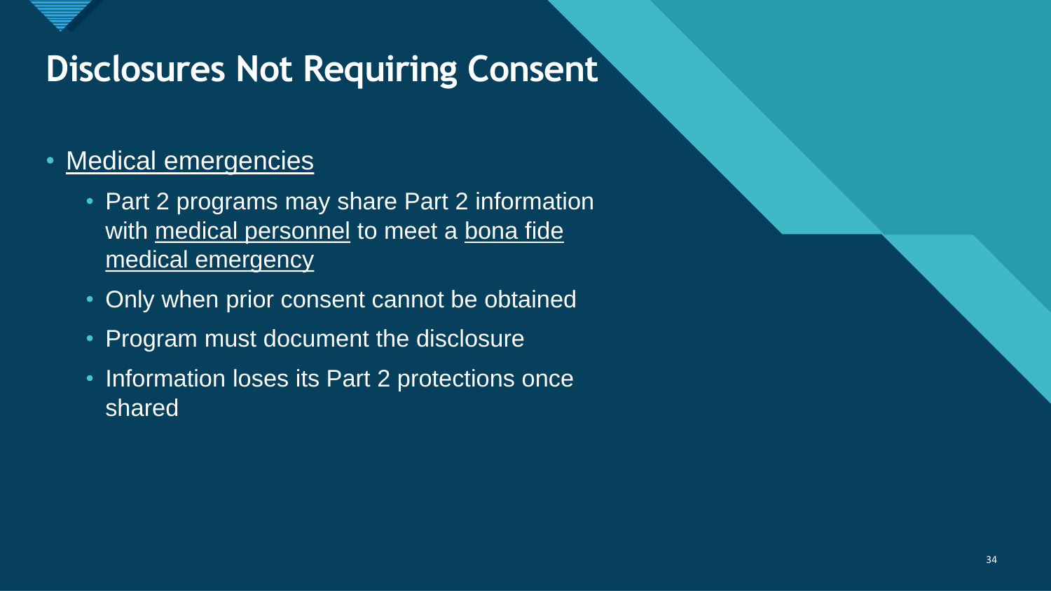# Disclosures Not Requiring Consent

- Medical emergencies
  - Part 2 programs may share Part 2 information with medical personnel to meet a bona fide medical emergency
  - Only when prior consent cannot be obtained
  - Program must document the disclosure
  - Information loses its Part 2 protections once shared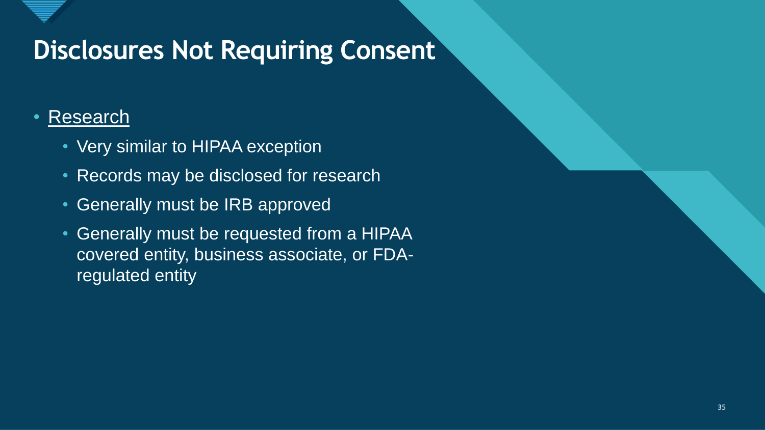# Disclosures Not Requiring Consent

- Research
  - Very similar to HIPAA exception
  - Records may be disclosed for research
  - Generally must be IRB approved
  - Generally must be requested from a HIPAA covered entity, business associate, or FDA-regulated entity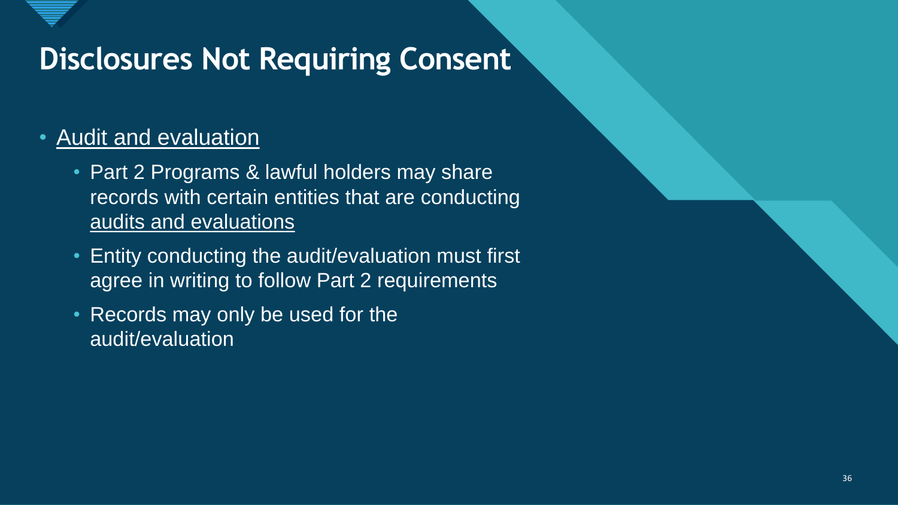# Disclosures Not Requiring Consent

- <u>Audit and evaluation</u>
  - Part 2 Programs & lawful holders may share records with certain entities that are conducting <u>audits and evaluations</u>
  - Entity conducting the audit/evaluation must first agree in writing to follow Part 2 requirements
  - Records may only be used for the audit/evaluation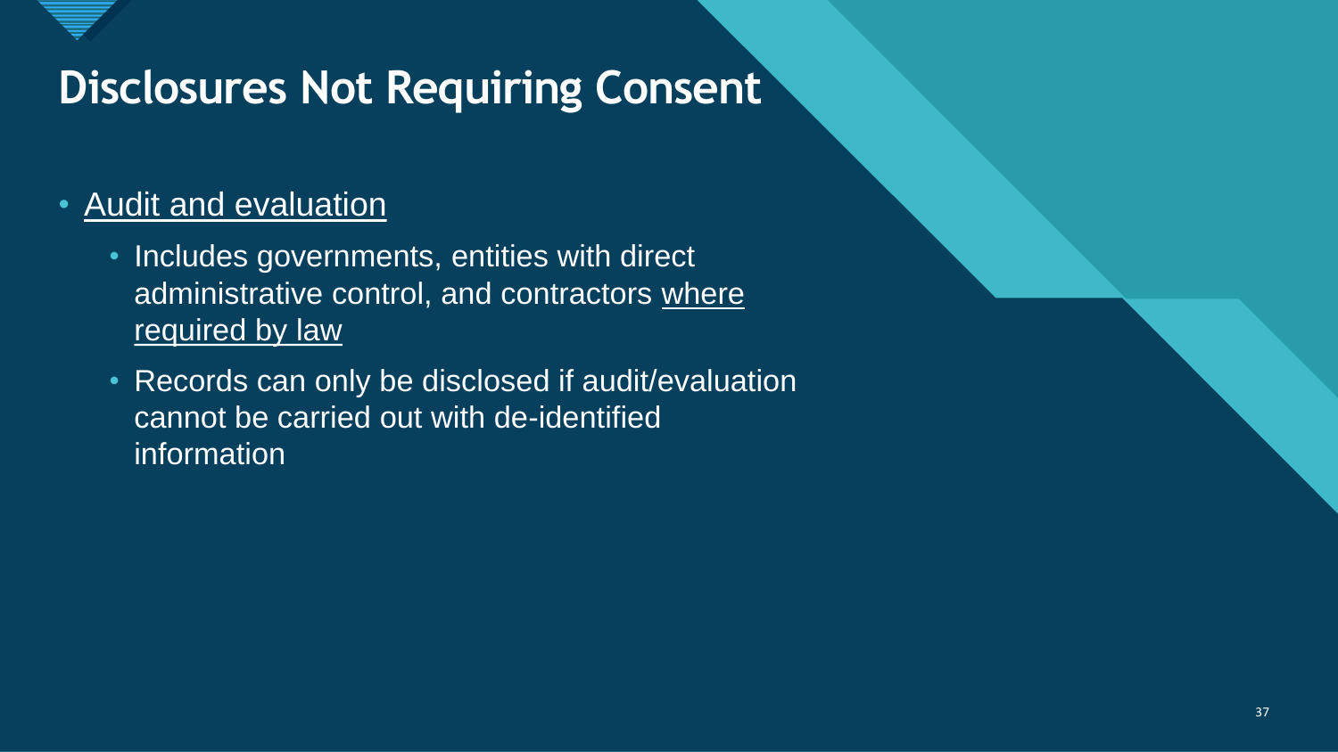# Disclosures Not Requiring Consent

- Audit and evaluation
  - Includes governments, entities with direct administrative control, and contractors where required by law
  - Records can only be disclosed if audit/evaluation cannot be carried out with de-identified information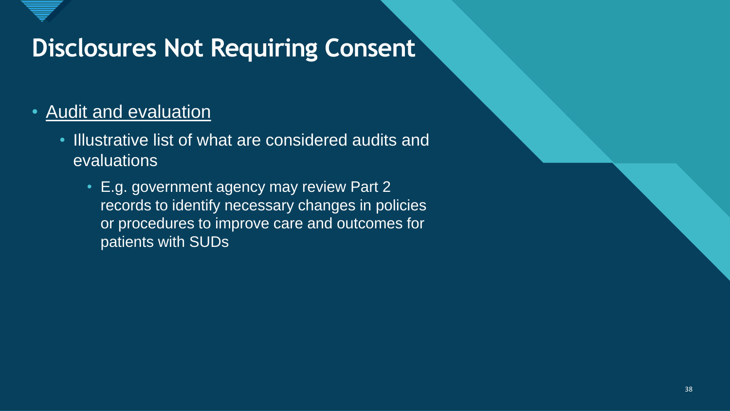# Disclosures Not Requiring Consent

- Audit and evaluation
  - Illustrative list of what are considered audits and evaluations
    - E.g. government agency may review Part 2 records to identify necessary changes in policies or procedures to improve care and outcomes for patients with SUDs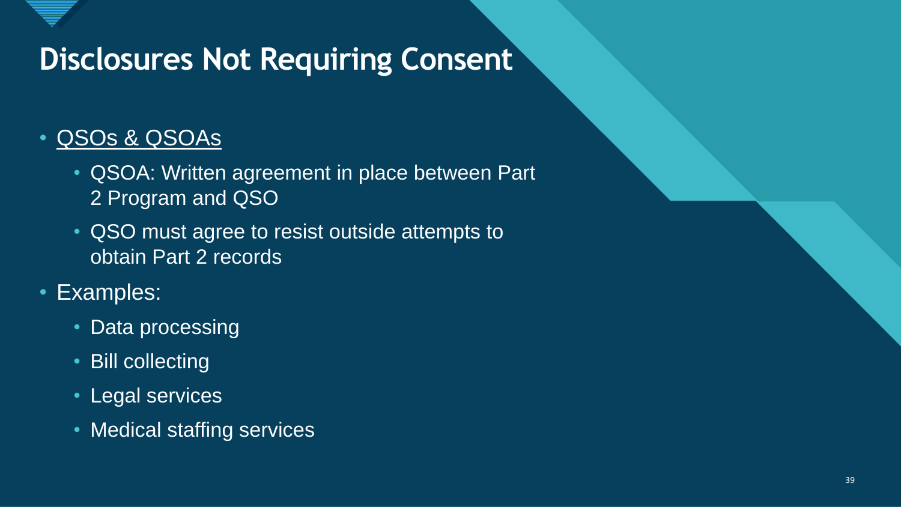# Disclosures Not Requiring Consent

- QSOs & QSOAs
  - QSOA: Written agreement in place between Part 2 Program and QSO
  - QSO must agree to resist outside attempts to obtain Part 2 records
- Examples:
  - Data processing
  - Bill collecting
  - Legal services
  - Medical staffing services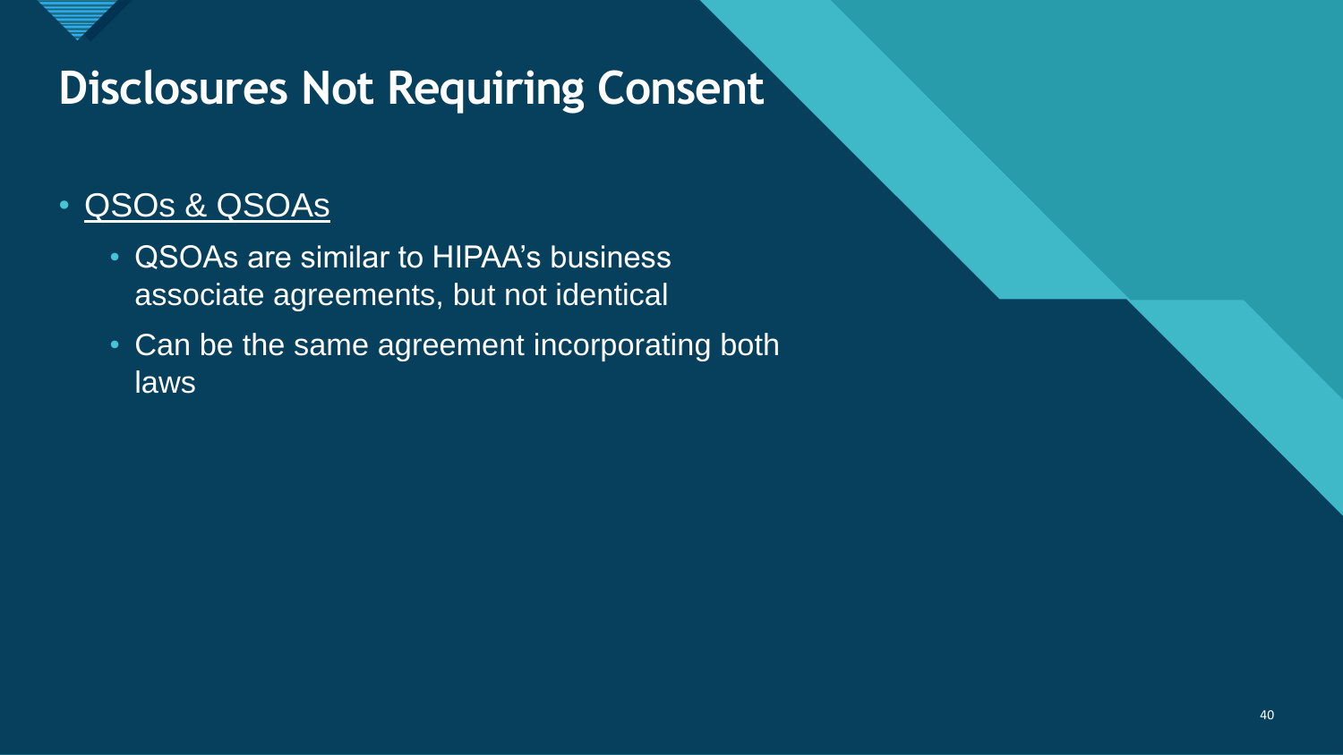# Disclosures Not Requiring Consent

- <u>QSOs & QSOAs</u>
  - QSOAs are similar to HIPAA's business associate agreements, but not identical
  - Can be the same agreement incorporating both laws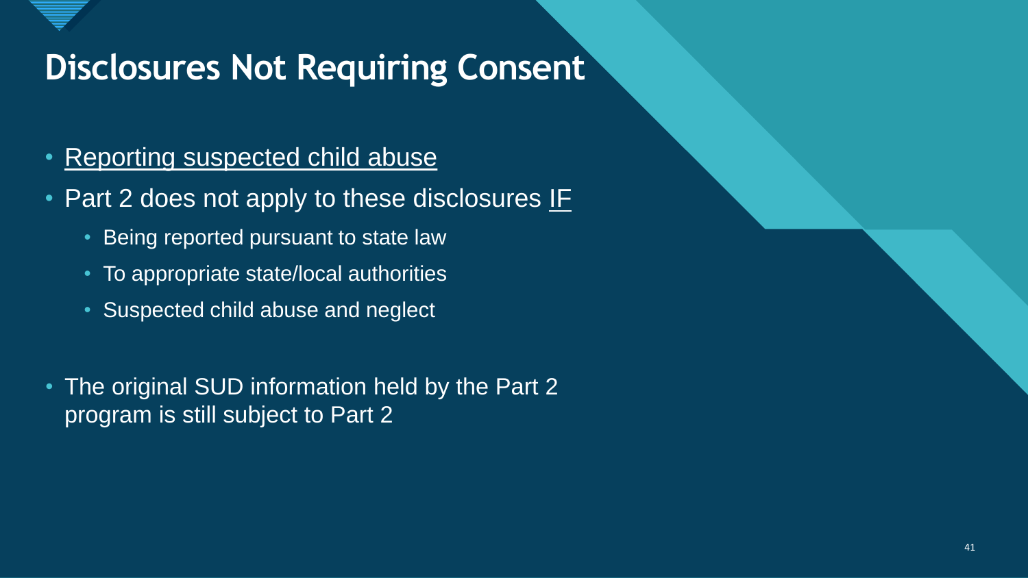# Disclosures Not Requiring Consent

- <u>Reporting suspected child abuse</u>
- Part 2 does not apply to these disclosures <u>IF</u>
  - Being reported pursuant to state law
  - To appropriate state/local authorities
  - Suspected child abuse and neglect

- The original SUD information held by the Part 2 program is still subject to Part 2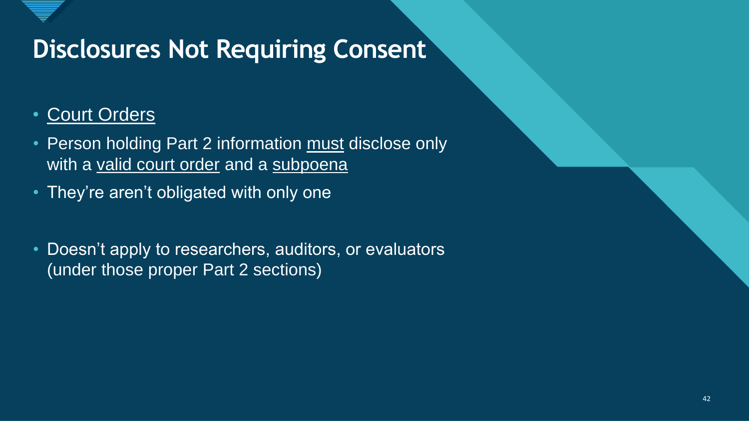# Disclosures Not Requiring Consent

- Court Orders
- Person holding Part 2 information must disclose only with a valid court order and a subpoena
- They're aren't obligated with only one
- Doesn't apply to researchers, auditors, or evaluators (under those proper Part 2 sections)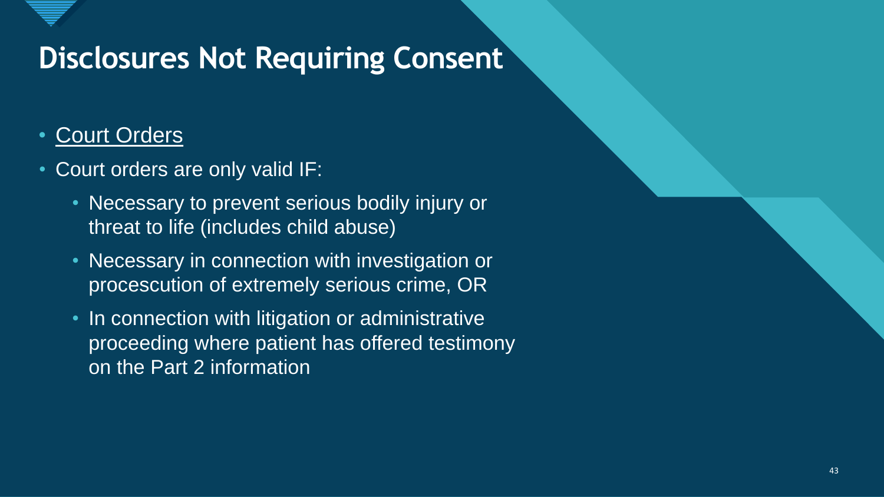# Disclosures Not Requiring Consent

- <u>Court Orders</u>
- Court orders are only valid IF:
  - Necessary to prevent serious bodily injury or threat to life (includes child abuse)
  - Necessary in connection with investigation or procescution of extremely serious crime, OR
  - In connection with litigation or administrative proceeding where patient has offered testimony on the Part 2 information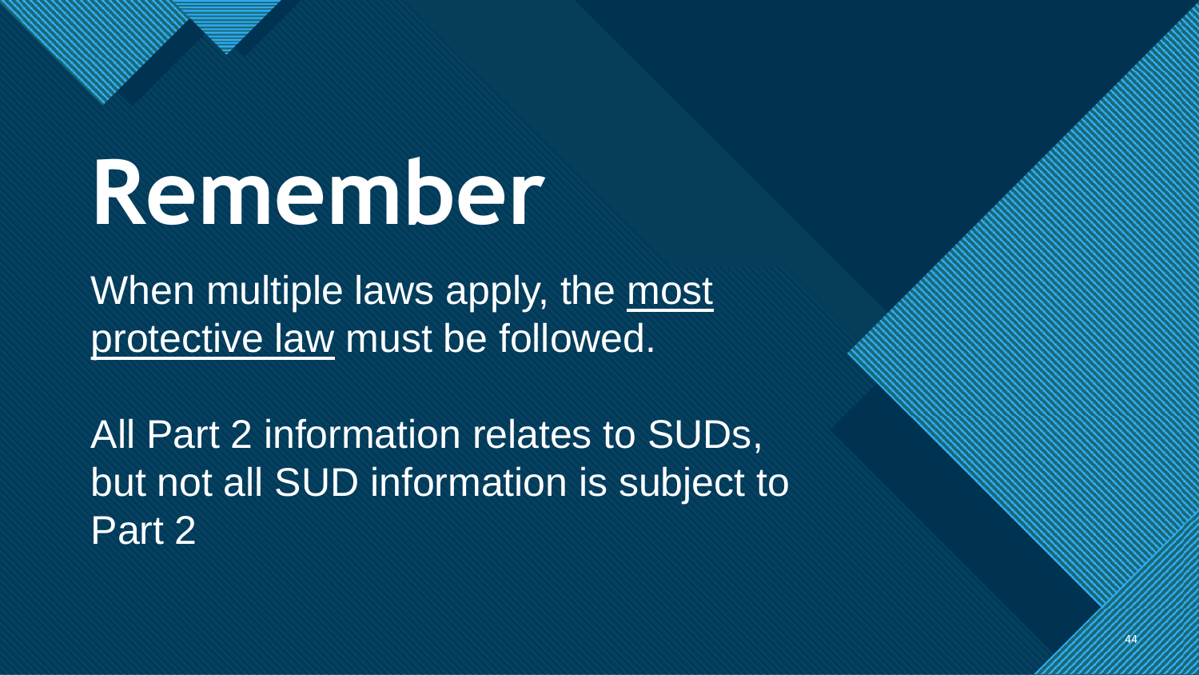# Remember

When multiple laws apply, the <u>most protective law</u> must be followed.

All Part 2 information relates to SUDs, but not all SUD information is subject to Part 2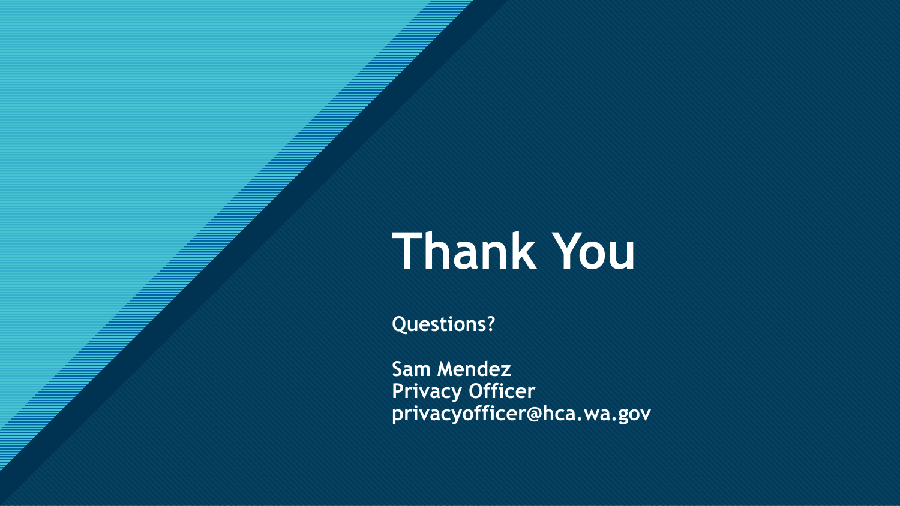# Thank You

**Questions?**

**Sam Mendez**
**Privacy Officer**
**privacyofficer@hca.wa.gov**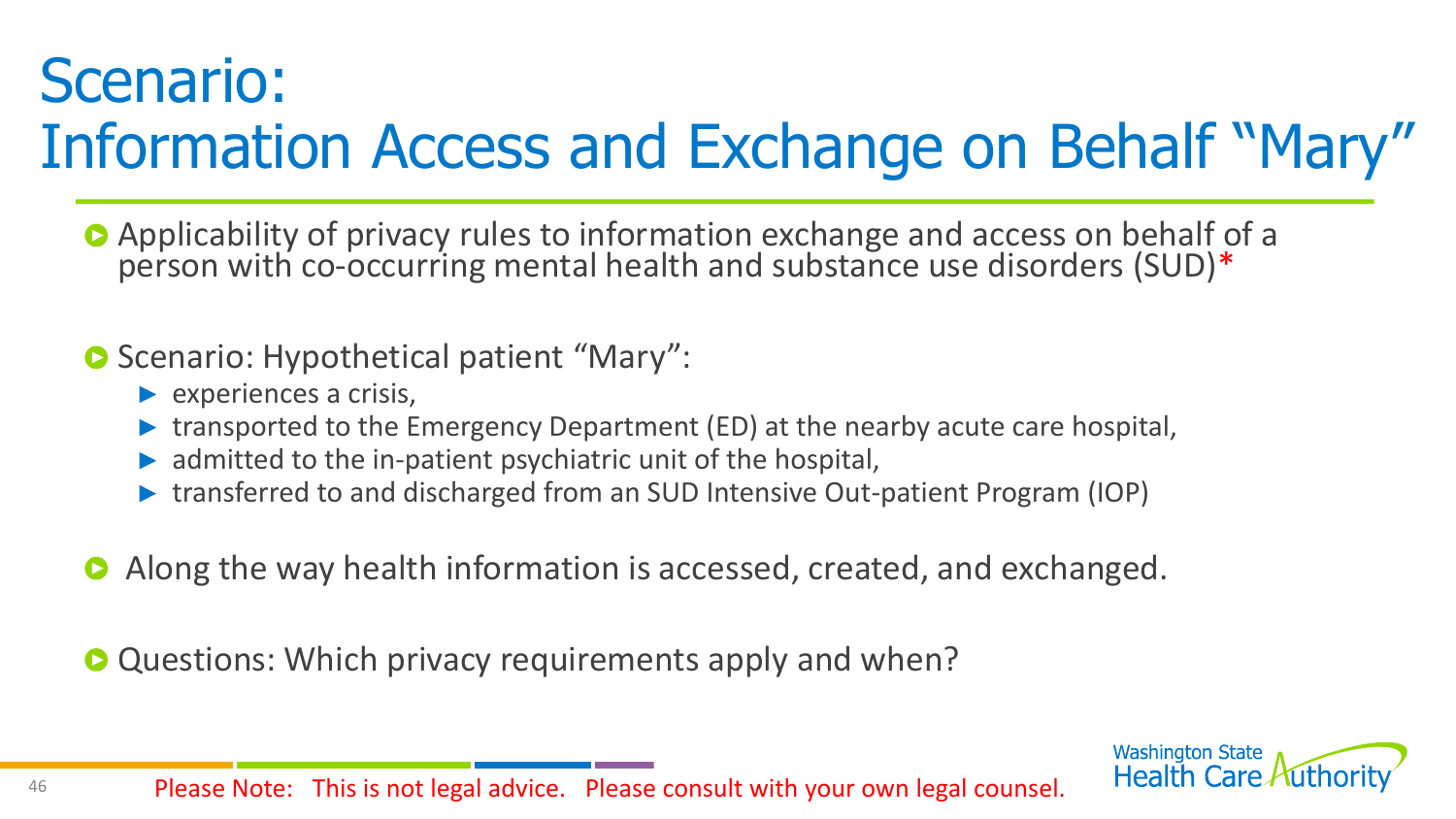# Scenario: Information Access and Exchange on Behalf "Mary"

- Applicability of privacy rules to information exchange and access on behalf of a person with co-occurring mental health and substance use disorders (SUD)*

- Scenario: Hypothetical patient "Mary":
  - experiences a crisis,
  - transported to the Emergency Department (ED) at the nearby acute care hospital,
  - admitted to the in-patient psychiatric unit of the hospital,
  - transferred to and discharged from an SUD Intensive Out-patient Program (IOP)

- Along the way health information is accessed, created, and exchanged.

- Questions: Which privacy requirements apply and when?

Please Note: This is not legal advice. Please consult with your own legal counsel.

Washington State Health Care Authority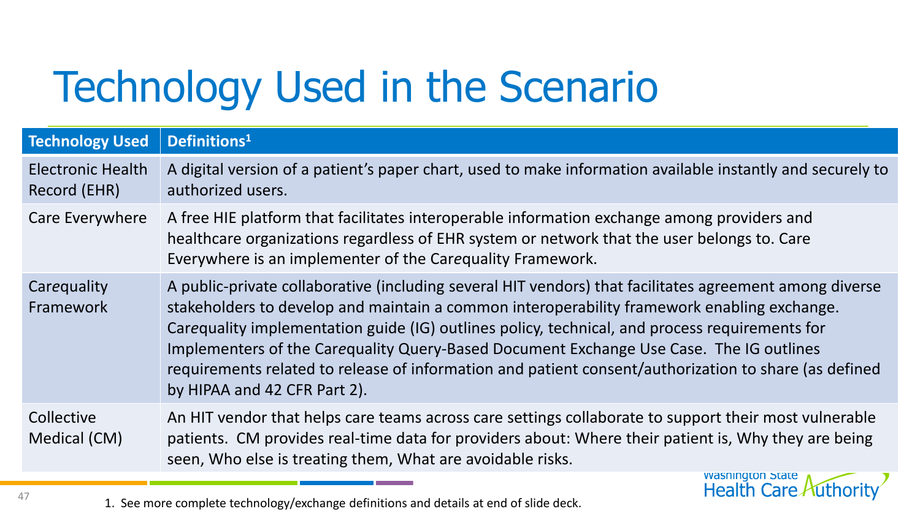# Technology Used in the Scenario

| Technology Used | Definitions[1] |
|---|---|
| Electronic Health Record (EHR) | A digital version of a patient's paper chart, used to make information available instantly and securely to authorized users. |
| Care Everywhere | A free HIE platform that facilitates interoperable information exchange among providers and healthcare organizations regardless of EHR system or network that the user belongs to. Care Everywhere is an implementer of the Car*e*quality Framework. |
| Car*e*quality Framework | A public-private collaborative (including several HIT vendors) that facilitates agreement among diverse stakeholders to develop and maintain a common interoperability framework enabling exchange. Car*e*quality implementation guide (IG) outlines policy, technical, and process requirements for Implementers of the Car*e*quality Query-Based Document Exchange Use Case. The IG outlines requirements related to release of information and patient consent/authorization to share (as defined by HIPAA and 42 CFR Part 2). |
| Collective Medical (CM) | An HIT vendor that helps care teams across care settings collaborate to support their most vulnerable patients. CM provides real-time data for providers about: Where their patient is, Why they are being seen, Who else is treating them, What are avoidable risks. |

1. See more complete technology/exchange definitions and details at end of slide deck.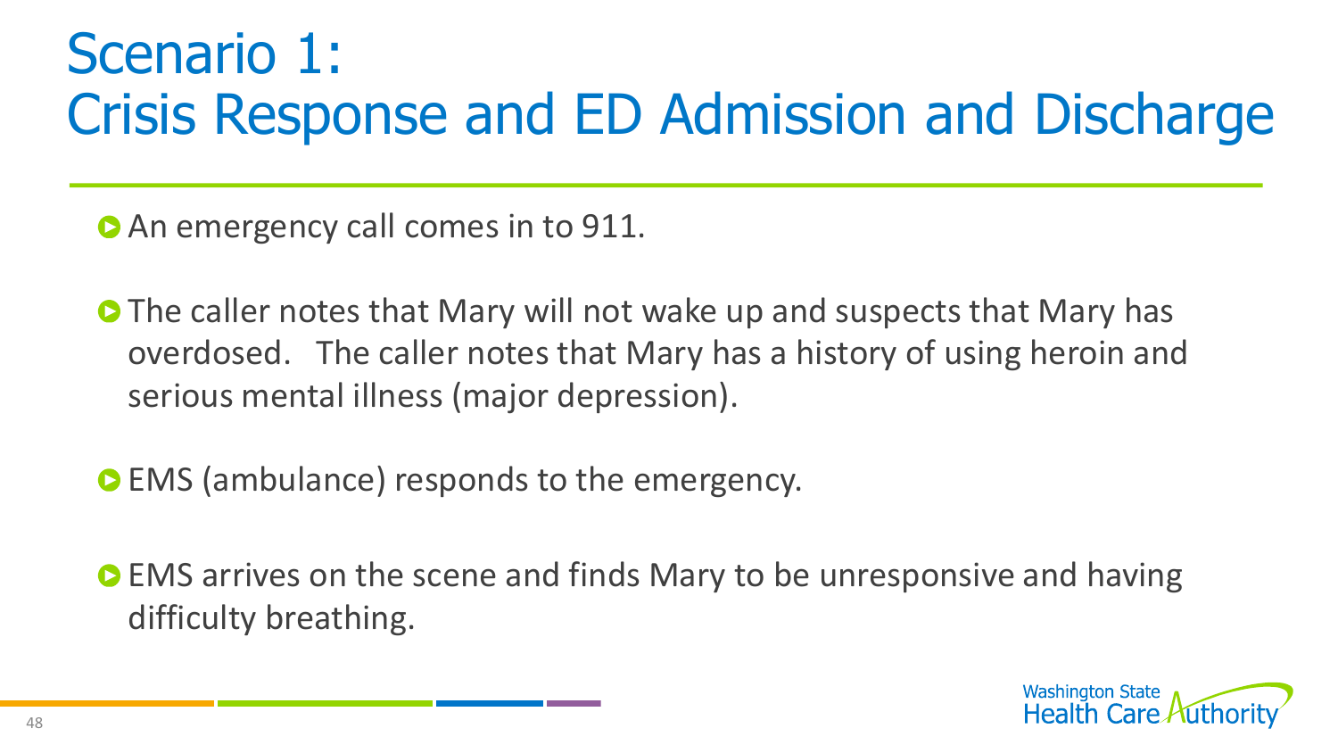# Scenario 1: Crisis Response and ED Admission and Discharge

- An emergency call comes in to 911.
- The caller notes that Mary will not wake up and suspects that Mary has overdosed. The caller notes that Mary has a history of using heroin and serious mental illness (major depression).
- EMS (ambulance) responds to the emergency.
- EMS arrives on the scene and finds Mary to be unresponsive and having difficulty breathing.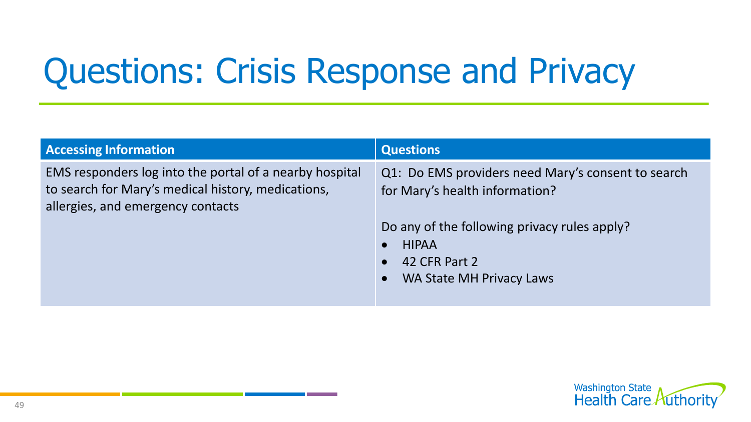# Questions: Crisis Response and Privacy

| Accessing Information | Questions |
| --- | --- |
| EMS responders log into the portal of a nearby hospital to search for Mary's medical history, medications, allergies, and emergency contacts | Q1: Do EMS providers need Mary's consent to search for Mary's health information?<br><br>Do any of the following privacy rules apply?<br>• HIPAA<br>• 42 CFR Part 2<br>• WA State MH Privacy Laws |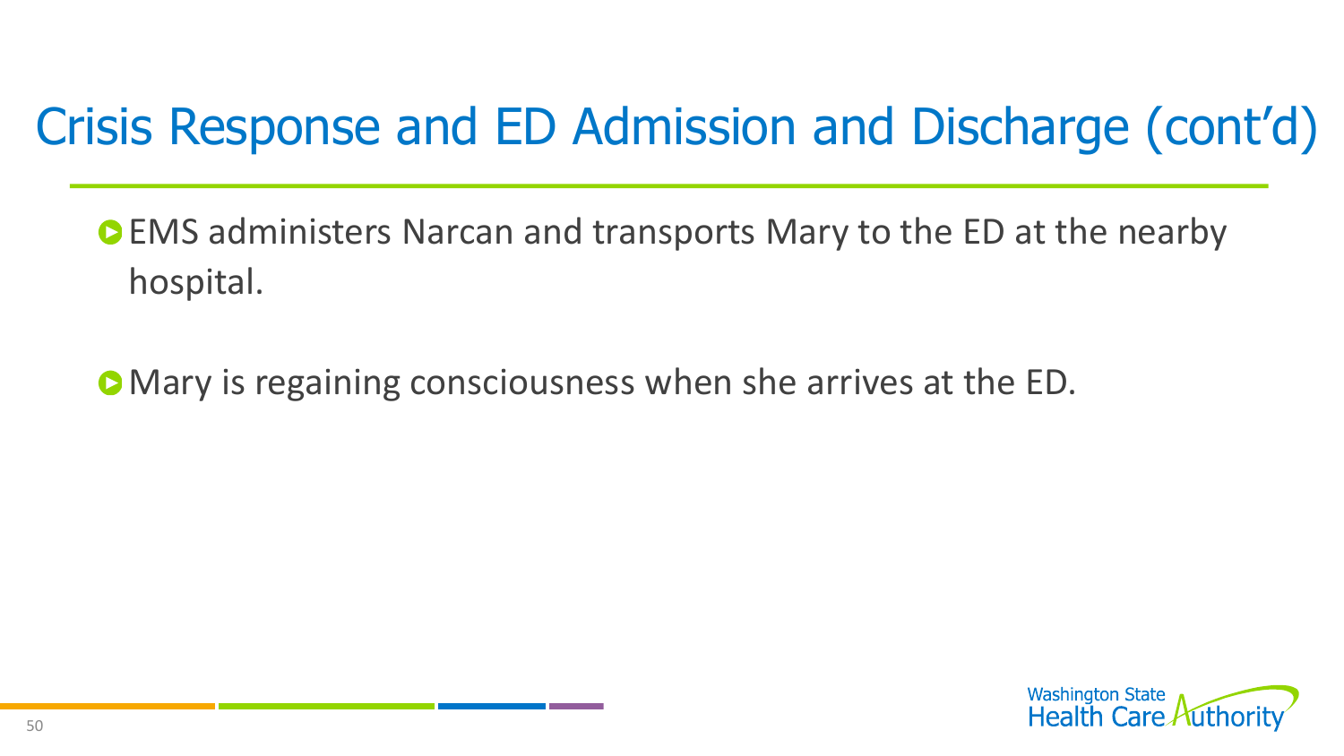# Crisis Response and ED Admission and Discharge (cont'd)

- EMS administers Narcan and transports Mary to the ED at the nearby hospital.
- Mary is regaining consciousness when she arrives at the ED.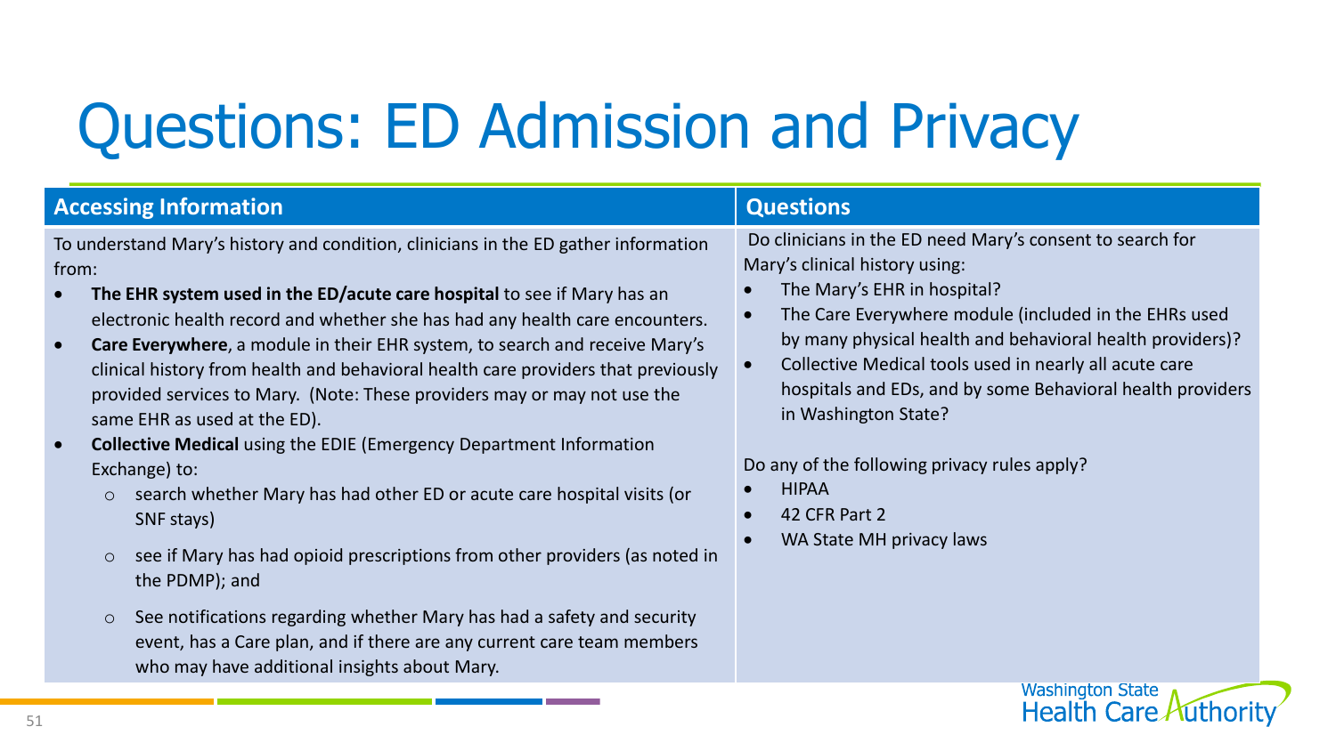# Questions: ED Admission and Privacy

| Accessing Information | Questions |
| --- | --- |
| To understand Mary's history and condition, clinicians in the ED gather information from:<br>• **The EHR system used in the ED/acute care hospital** to see if Mary has an electronic health record and whether she has had any health care encounters.<br>• **Care Everywhere**, a module in their EHR system, to search and receive Mary's clinical history from health and behavioral health care providers that previously provided services to Mary. (Note: These providers may or may not use the same EHR as used at the ED).<br>• **Collective Medical** using the EDIE (Emergency Department Information Exchange) to:<br>  ○ search whether Mary has had other ED or acute care hospital visits (or SNF stays)<br>  ○ see if Mary has had opioid prescriptions from other providers (as noted in the PDMP); and<br>  ○ See notifications regarding whether Mary has had a safety and security event, has a Care plan, and if there are any current care team members who may have additional insights about Mary. | Do clinicians in the ED need Mary's consent to search for Mary's clinical history using:<br>• The Mary's EHR in hospital?<br>• The Care Everywhere module (included in the EHRs used by many physical health and behavioral health providers)?<br>• Collective Medical tools used in nearly all acute care hospitals and EDs, and by some Behavioral health providers in Washington State?<br><br>Do any of the following privacy rules apply?<br>• HIPAA<br>• 42 CFR Part 2<br>• WA State MH privacy laws |

Washington State Health Care Authority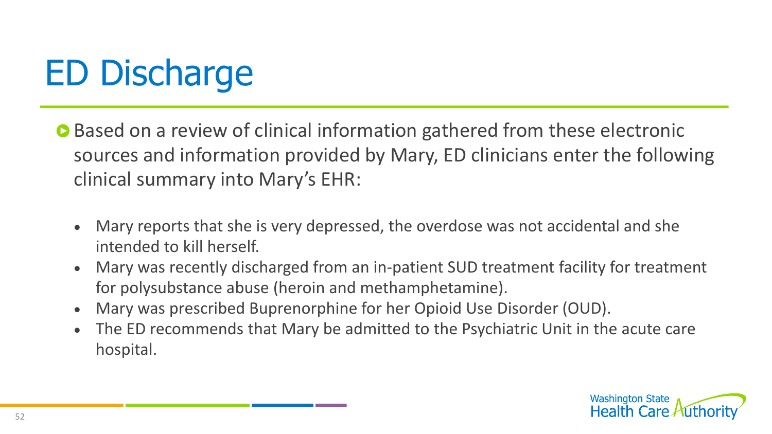# ED Discharge

- Based on a review of clinical information gathered from these electronic sources and information provided by Mary, ED clinicians enter the following clinical summary into Mary's EHR:
  - Mary reports that she is very depressed, the overdose was not accidental and she intended to kill herself.
  - Mary was recently discharged from an in-patient SUD treatment facility for treatment for polysubstance abuse (heroin and methamphetamine).
  - Mary was prescribed Buprenorphine for her Opioid Use Disorder (OUD).
  - The ED recommends that Mary be admitted to the Psychiatric Unit in the acute care hospital.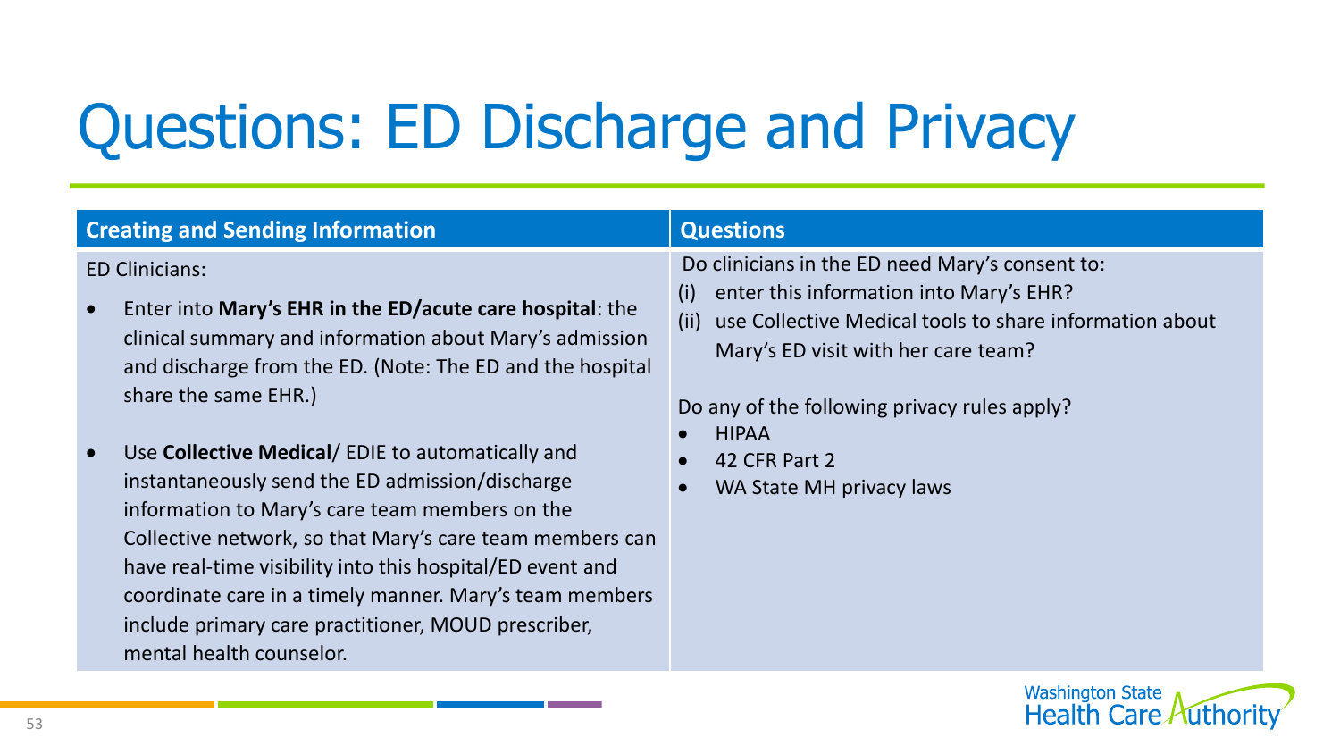# Questions: ED Discharge and Privacy

| Creating and Sending Information | Questions |
|---|---|
| ED Clinicians:<br><br>• Enter into **Mary's EHR in the ED/acute care hospital**: the clinical summary and information about Mary's admission and discharge from the ED. (Note: The ED and the hospital share the same EHR.)<br><br>• Use **Collective Medical**/ EDIE to automatically and instantaneously send the ED admission/discharge information to Mary's care team members on the Collective network, so that Mary's care team members can have real-time visibility into this hospital/ED event and coordinate care in a timely manner. Mary's team members include primary care practitioner, MOUD prescriber, mental health counselor. | Do clinicians in the ED need Mary's consent to:<br>(i) enter this information into Mary's EHR?<br>(ii) use Collective Medical tools to share information about Mary's ED visit with her care team?<br><br>Do any of the following privacy rules apply?<br>• HIPAA<br>• 42 CFR Part 2<br>• WA State MH privacy laws |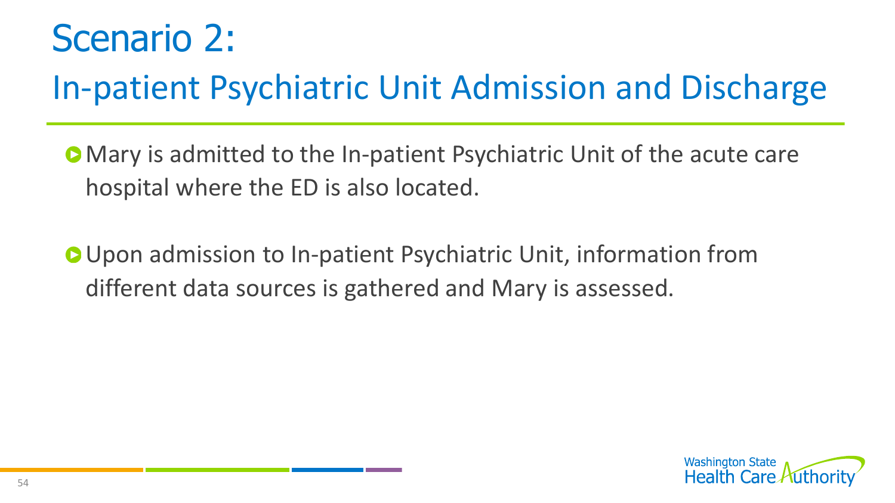# Scenario 2:

## In-patient Psychiatric Unit Admission and Discharge

- Mary is admitted to the In-patient Psychiatric Unit of the acute care hospital where the ED is also located.
- Upon admission to In-patient Psychiatric Unit, information from different data sources is gathered and Mary is assessed.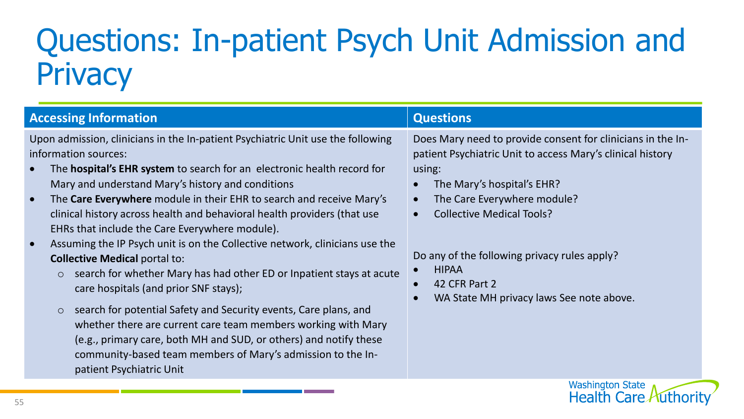# Questions: In-patient Psych Unit Admission and Privacy

| Accessing Information | Questions |
|---|---|
| Upon admission, clinicians in the In-patient Psychiatric Unit use the following information sources:<br>• The **hospital's EHR system** to search for an electronic health record for Mary and understand Mary's history and conditions<br>• The **Care Everywhere** module in their EHR to search and receive Mary's clinical history across health and behavioral health providers (that use EHRs that include the Care Everywhere module).<br>• Assuming the IP Psych unit is on the Collective network, clinicians use the **Collective Medical** portal to:<br>  ○ search for whether Mary has had other ED or Inpatient stays at acute care hospitals (and prior SNF stays);<br>  ○ search for potential Safety and Security events, Care plans, and whether there are current care team members working with Mary (e.g., primary care, both MH and SUD, or others) and notify these community-based team members of Mary's admission to the In-patient Psychiatric Unit | Does Mary need to provide consent for clinicians in the In-patient Psychiatric Unit to access Mary's clinical history using:<br>• The Mary's hospital's EHR?<br>• The Care Everywhere module?<br>• Collective Medical Tools?<br><br>Do any of the following privacy rules apply?<br>• HIPAA<br>• 42 CFR Part 2<br>• WA State MH privacy laws See note above. |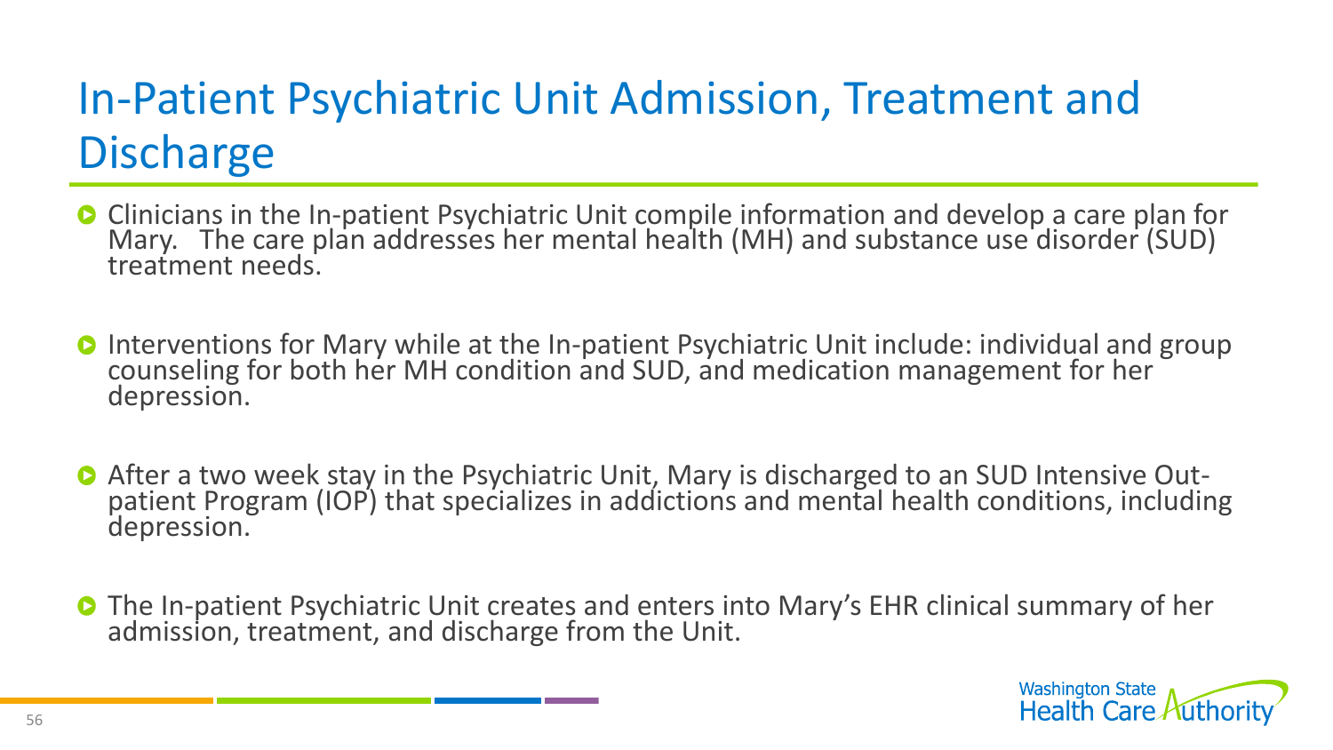# In-Patient Psychiatric Unit Admission, Treatment and Discharge

- Clinicians in the In-patient Psychiatric Unit compile information and develop a care plan for Mary. The care plan addresses her mental health (MH) and substance use disorder (SUD) treatment needs.

- Interventions for Mary while at the In-patient Psychiatric Unit include: individual and group counseling for both her MH condition and SUD, and medication management for her depression.

- After a two week stay in the Psychiatric Unit, Mary is discharged to an SUD Intensive Out-patient Program (IOP) that specializes in addictions and mental health conditions, including depression.

- The In-patient Psychiatric Unit creates and enters into Mary's EHR clinical summary of her admission, treatment, and discharge from the Unit.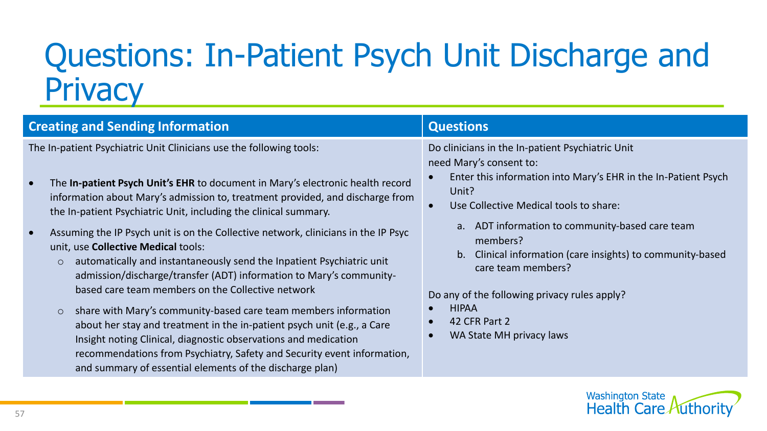# Questions: In-Patient Psych Unit Discharge and Privacy

## Creating and Sending Information

The In-patient Psychiatric Unit Clinicians use the following tools:

- The **In-patient Psych Unit's EHR** to document in Mary's electronic health record information about Mary's admission to, treatment provided, and discharge from the In-patient Psychiatric Unit, including the clinical summary.
- Assuming the IP Psych unit is on the Collective network, clinicians in the IP Psyc unit, use **Collective Medical** tools:
  - automatically and instantaneously send the Inpatient Psychiatric unit admission/discharge/transfer (ADT) information to Mary's community-based care team members on the Collective network
  - share with Mary's community-based care team members information about her stay and treatment in the in-patient psych unit (e.g., a Care Insight noting Clinical, diagnostic observations and medication recommendations from Psychiatry, Safety and Security event information, and summary of essential elements of the discharge plan)

## Questions

Do clinicians in the In-patient Psychiatric Unit need Mary's consent to:

- Enter this information into Mary's EHR in the In-Patient Psych Unit?
- Use Collective Medical tools to share:
  a. ADT information to community-based care team members?
  b. Clinical information (care insights) to community-based care team members?

Do any of the following privacy rules apply?

- HIPAA
- 42 CFR Part 2
- WA State MH privacy laws

Washington State Health Care Authority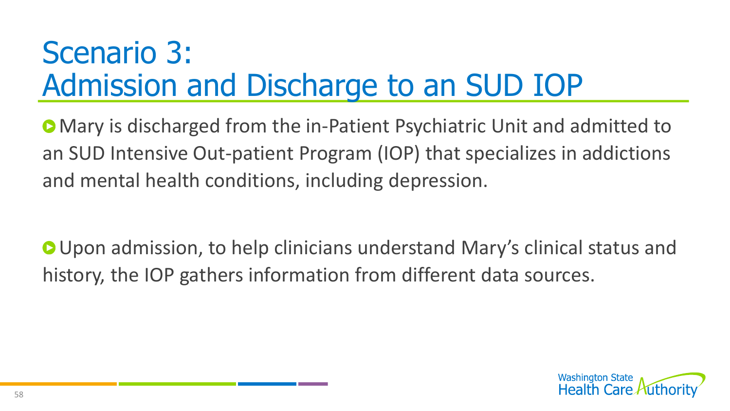# Scenario 3: Admission and Discharge to an SUD IOP

- Mary is discharged from the in-Patient Psychiatric Unit and admitted to an SUD Intensive Out-patient Program (IOP) that specializes in addictions and mental health conditions, including depression.

- Upon admission, to help clinicians understand Mary's clinical status and history, the IOP gathers information from different data sources.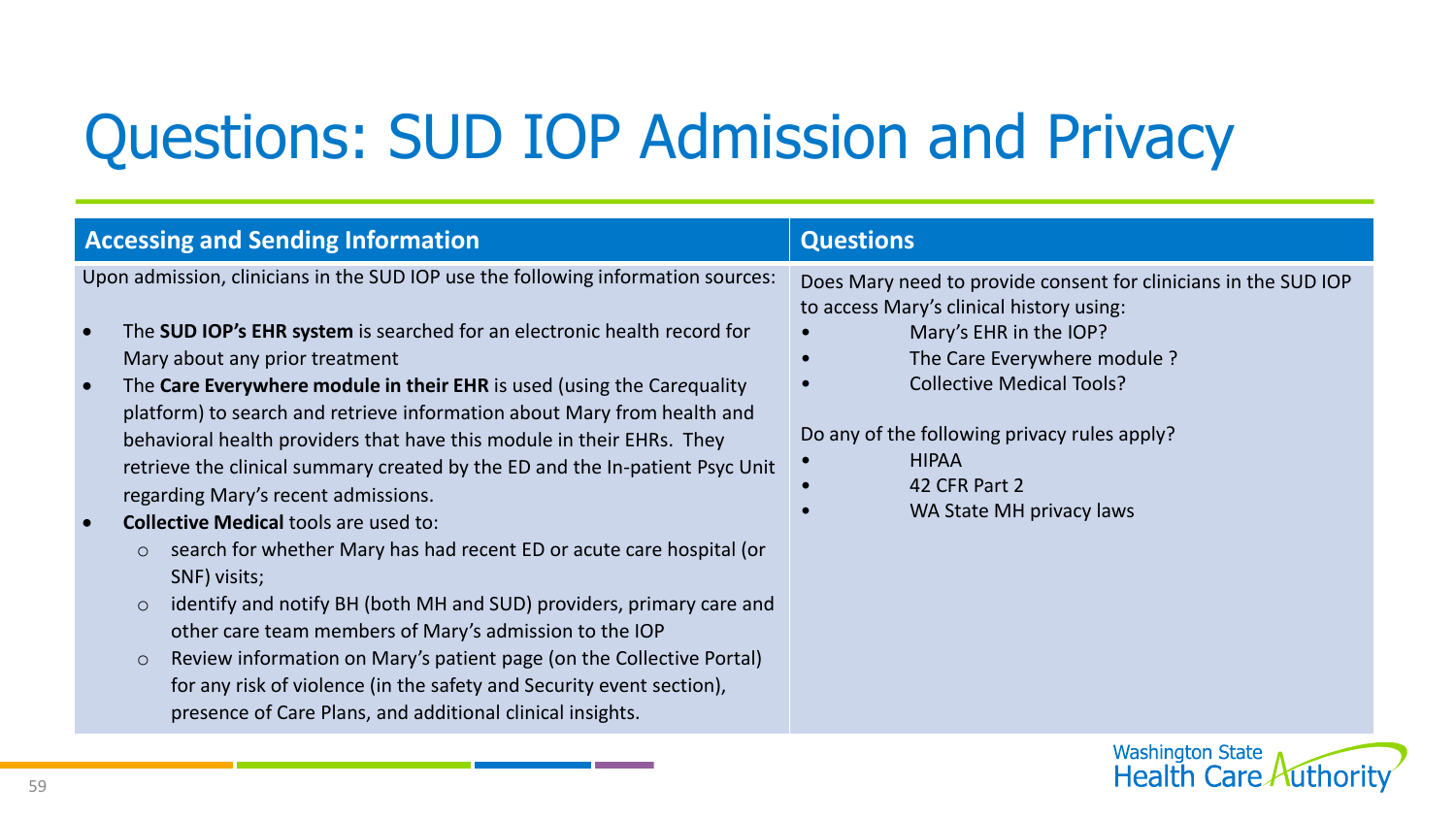# Questions: SUD IOP Admission and Privacy

| Accessing and Sending Information | Questions |
|---|---|
| Upon admission, clinicians in the SUD IOP use the following information sources:<br><br>• The **SUD IOP's EHR system** is searched for an electronic health record for Mary about any prior treatment<br>• The **Care Everywhere module in their EHR** is used (using the Carequality platform) to search and retrieve information about Mary from health and behavioral health providers that have this module in their EHRs. They retrieve the clinical summary created by the ED and the In-patient Psyc Unit regarding Mary's recent admissions.<br>• **Collective Medical** tools are used to:<br>&nbsp;&nbsp;&nbsp;&nbsp;○ search for whether Mary has had recent ED or acute care hospital (or SNF) visits;<br>&nbsp;&nbsp;&nbsp;&nbsp;○ identify and notify BH (both MH and SUD) providers, primary care and other care team members of Mary's admission to the IOP<br>&nbsp;&nbsp;&nbsp;&nbsp;○ Review information on Mary's patient page (on the Collective Portal) for any risk of violence (in the safety and Security event section), presence of Care Plans, and additional clinical insights. | Does Mary need to provide consent for clinicians in the SUD IOP to access Mary's clinical history using:<br>• Mary's EHR in the IOP?<br>• The Care Everywhere module ?<br>• Collective Medical Tools?<br><br>Do any of the following privacy rules apply?<br>• HIPAA<br>• 42 CFR Part 2<br>• WA State MH privacy laws |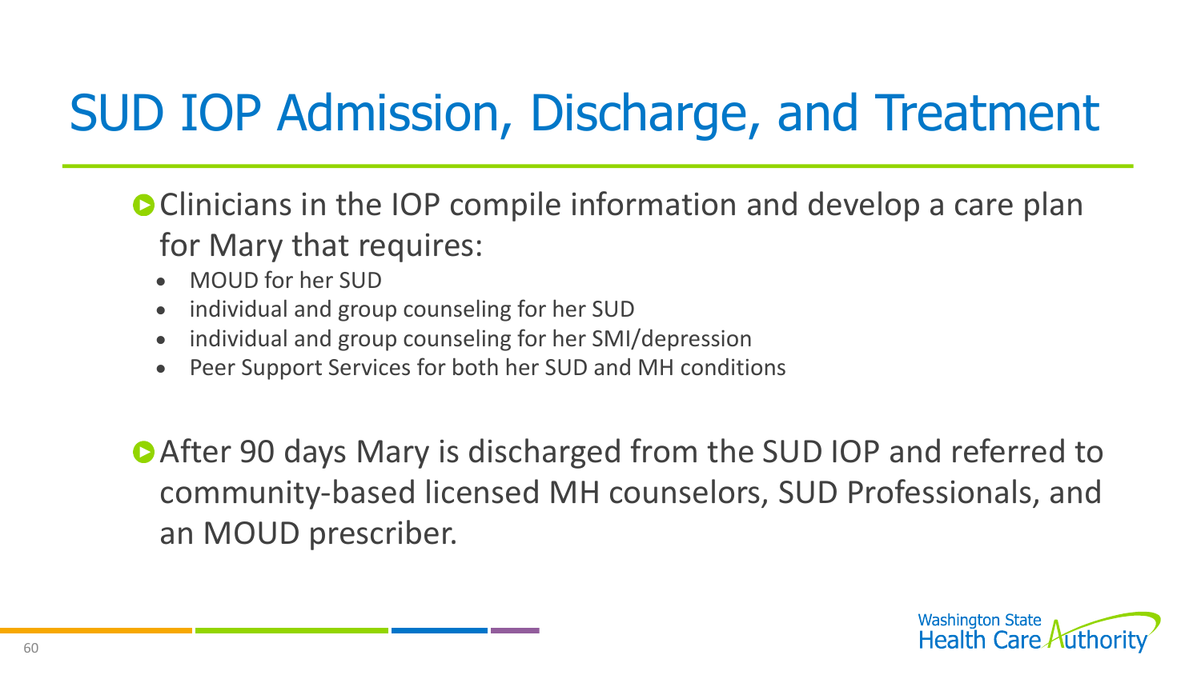# SUD IOP Admission, Discharge, and Treatment

- Clinicians in the IOP compile information and develop a care plan for Mary that requires:
  - MOUD for her SUD
  - individual and group counseling for her SUD
  - individual and group counseling for her SMI/depression
  - Peer Support Services for both her SUD and MH conditions

- After 90 days Mary is discharged from the SUD IOP and referred to community-based licensed MH counselors, SUD Professionals, and an MOUD prescriber.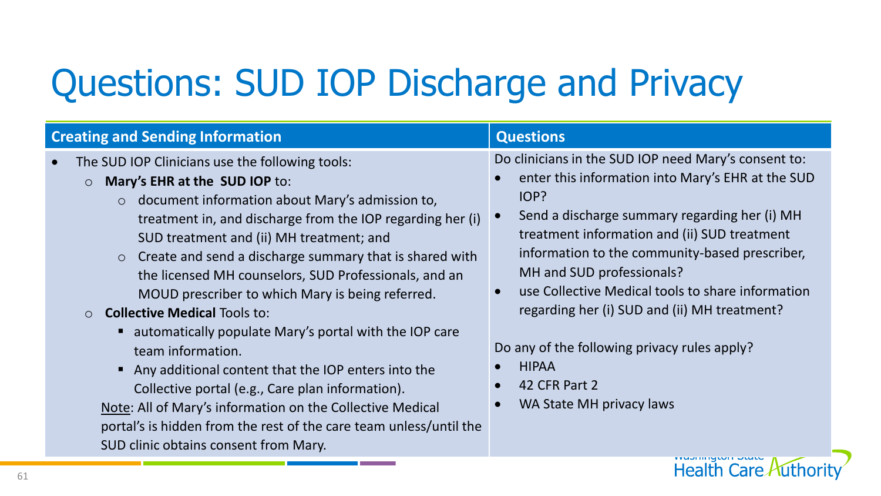# Questions: SUD IOP Discharge and Privacy

| Creating and Sending Information | Questions |
| --- | --- |
| • The SUD IOP Clinicians use the following tools:<br>  ○ **Mary's EHR at the SUD IOP** to:<br>    ○ document information about Mary's admission to, treatment in, and discharge from the IOP regarding her (i) SUD treatment and (ii) MH treatment; and<br>    ○ Create and send a discharge summary that is shared with the licensed MH counselors, SUD Professionals, and an MOUD prescriber to which Mary is being referred.<br>  ○ **Collective Medical** Tools to:<br>    ▪ automatically populate Mary's portal with the IOP care team information.<br>    ▪ Any additional content that the IOP enters into the Collective portal (e.g., Care plan information).<br>  Note: All of Mary's information on the Collective Medical portal's is hidden from the rest of the care team unless/until the SUD clinic obtains consent from Mary. | Do clinicians in the SUD IOP need Mary's consent to:<br>• enter this information into Mary's EHR at the SUD IOP?<br>• Send a discharge summary regarding her (i) MH treatment information and (ii) SUD treatment information to the community-based prescriber, MH and SUD professionals?<br>• use Collective Medical tools to share information regarding her (i) SUD and (ii) MH treatment?<br><br>Do any of the following privacy rules apply?<br>• HIPAA<br>• 42 CFR Part 2<br>• WA State MH privacy laws |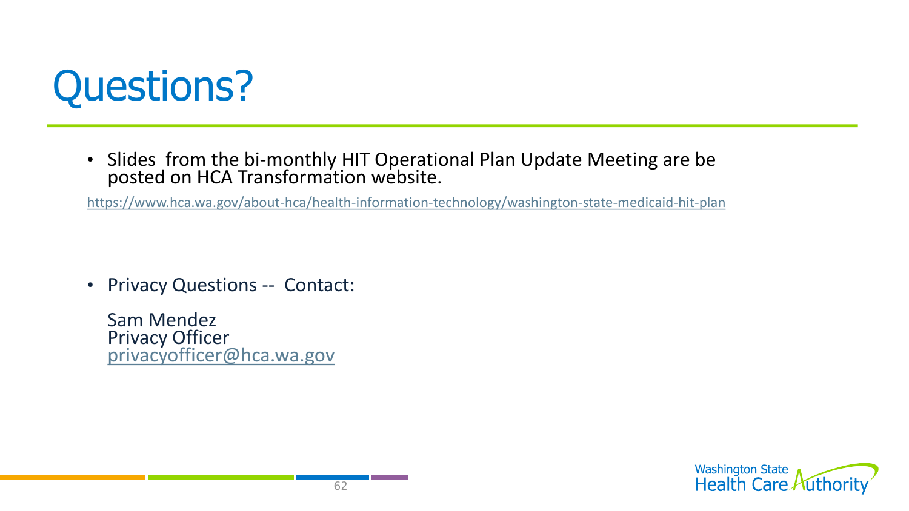# Questions?

- Slides  from the bi-monthly HIT Operational Plan Update Meeting are be posted on HCA Transformation website.

https://www.hca.wa.gov/about-hca/health-information-technology/washington-state-medicaid-hit-plan

- Privacy Questions --  Contact:

  Sam Mendez
  Privacy Officer
  privacyofficer@hca.wa.gov

Washington State Health Care Authority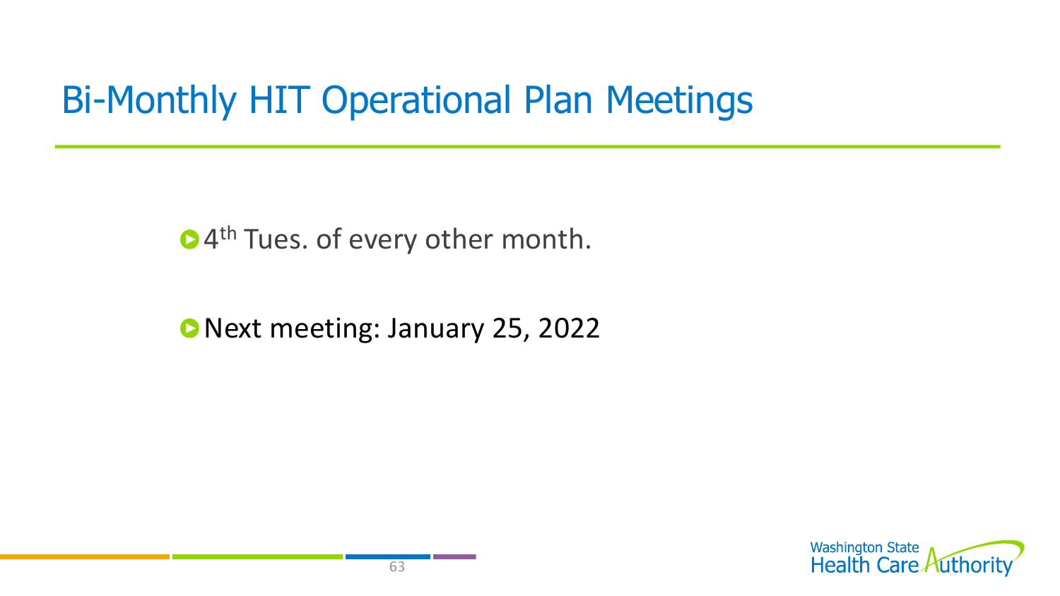# Bi-Monthly HIT Operational Plan Meetings

- 4th Tues. of every other month.
- Next meeting: January 25, 2022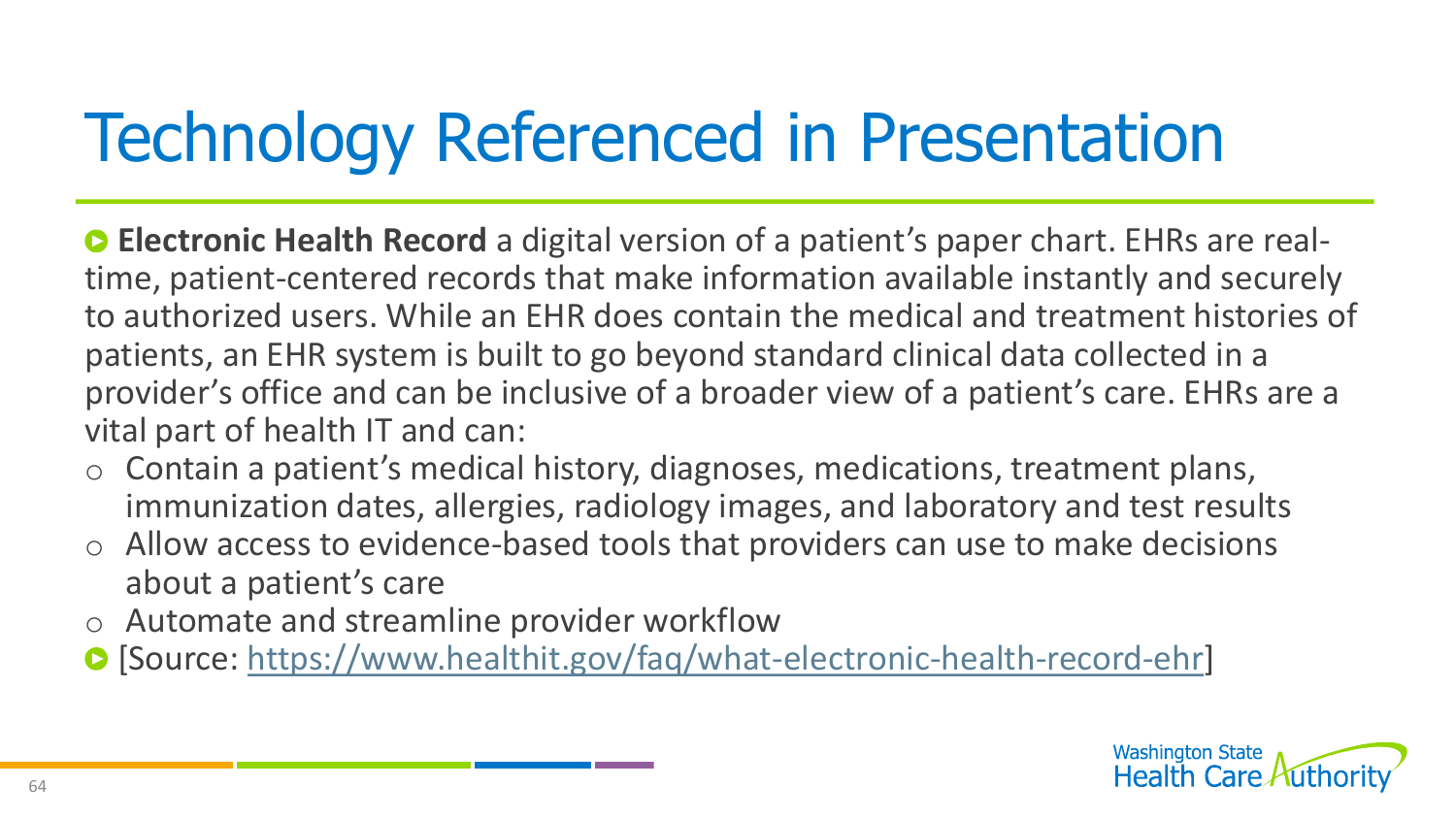# Technology Referenced in Presentation

- **Electronic Health Record** a digital version of a patient's paper chart. EHRs are real-time, patient-centered records that make information available instantly and securely to authorized users. While an EHR does contain the medical and treatment histories of patients, an EHR system is built to go beyond standard clinical data collected in a provider's office and can be inclusive of a broader view of a patient's care. EHRs are a vital part of health IT and can:
  - Contain a patient's medical history, diagnoses, medications, treatment plans, immunization dates, allergies, radiology images, and laboratory and test results
  - Allow access to evidence-based tools that providers can use to make decisions about a patient's care
  - Automate and streamline provider workflow
- [Source: https://www.healthit.gov/faq/what-electronic-health-record-ehr]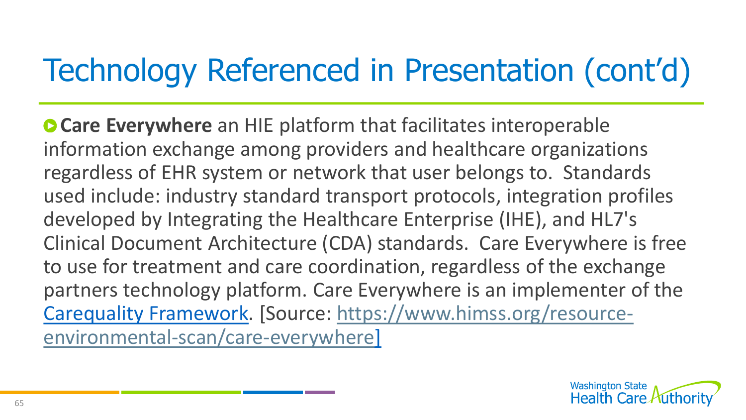# Technology Referenced in Presentation (cont'd)

- **Care Everywhere** an HIE platform that facilitates interoperable information exchange among providers and healthcare organizations regardless of EHR system or network that user belongs to. Standards used include: industry standard transport protocols, integration profiles developed by Integrating the Healthcare Enterprise (IHE), and HL7's Clinical Document Architecture (CDA) standards. Care Everywhere is free to use for treatment and care coordination, regardless of the exchange partners technology platform. Care Everywhere is an implementer of the [Carequality Framework](). [Source: [https://www.himss.org/resource-environmental-scan/care-everywhere](https://www.himss.org/resource-environmental-scan/care-everywhere)]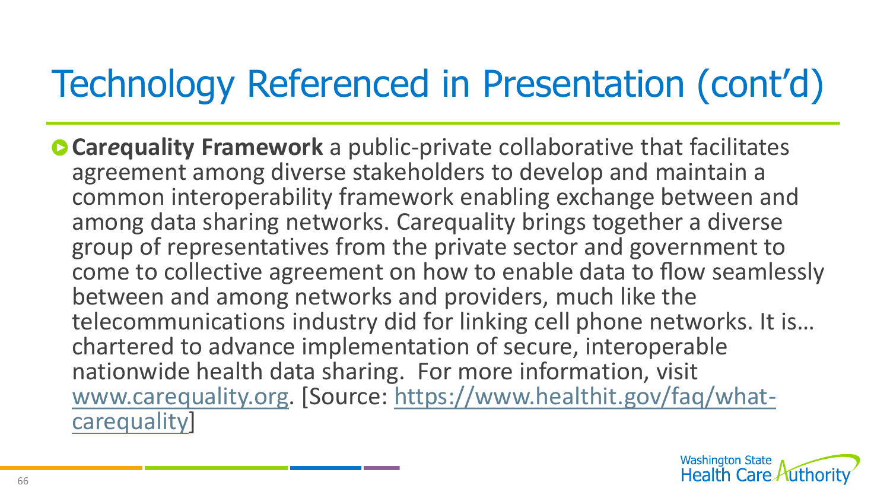# Technology Referenced in Presentation (cont'd)

- **Car*e*quality Framework** a public-private collaborative that facilitates agreement among diverse stakeholders to develop and maintain a common interoperability framework enabling exchange between and among data sharing networks. Car*e*quality brings together a diverse group of representatives from the private sector and government to come to collective agreement on how to enable data to flow seamlessly between and among networks and providers, much like the telecommunications industry did for linking cell phone networks. It is… chartered to advance implementation of secure, interoperable nationwide health data sharing. For more information, visit [www.carequality.org](http://www.carequality.org). [Source: [https://www.healthit.gov/faq/what-carequality](https://www.healthit.gov/faq/what-carequality)]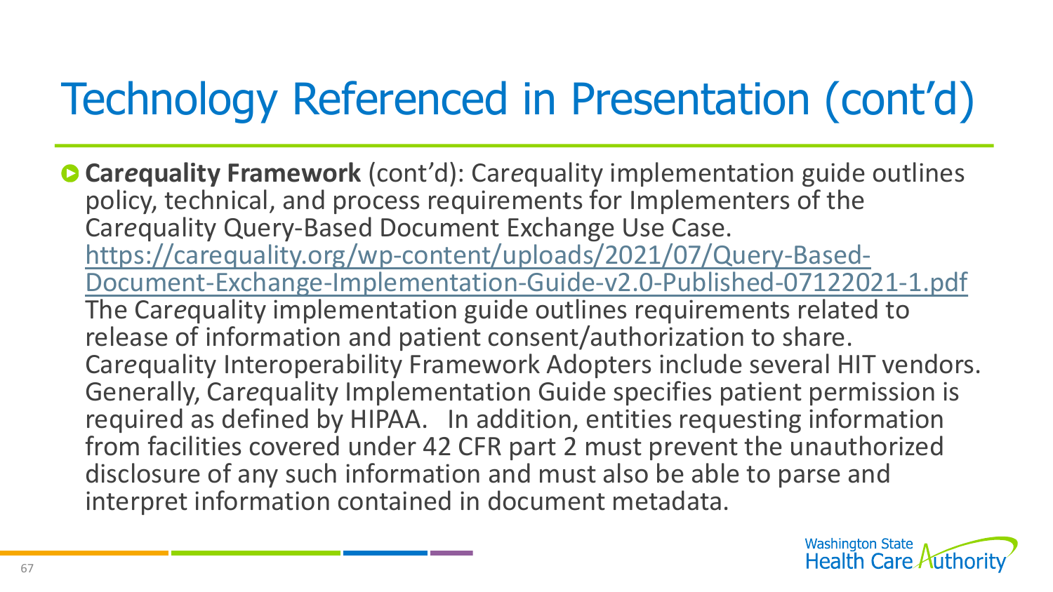# Technology Referenced in Presentation (cont'd)

- **Car*e*quality Framework** (cont'd): Car*e*quality implementation guide outlines policy, technical, and process requirements for Implementers of the Car*e*quality Query-Based Document Exchange Use Case. https://carequality.org/wp-content/uploads/2021/07/Query-Based-Document-Exchange-Implementation-Guide-v2.0-Published-07122021-1.pdf The Car*e*quality implementation guide outlines requirements related to release of information and patient consent/authorization to share. Car*e*quality Interoperability Framework Adopters include several HIT vendors. Generally, Car*e*quality Implementation Guide specifies patient permission is required as defined by HIPAA. In addition, entities requesting information from facilities covered under 42 CFR part 2 must prevent the unauthorized disclosure of any such information and must also be able to parse and interpret information contained in document metadata.

Washington State Health Care Authority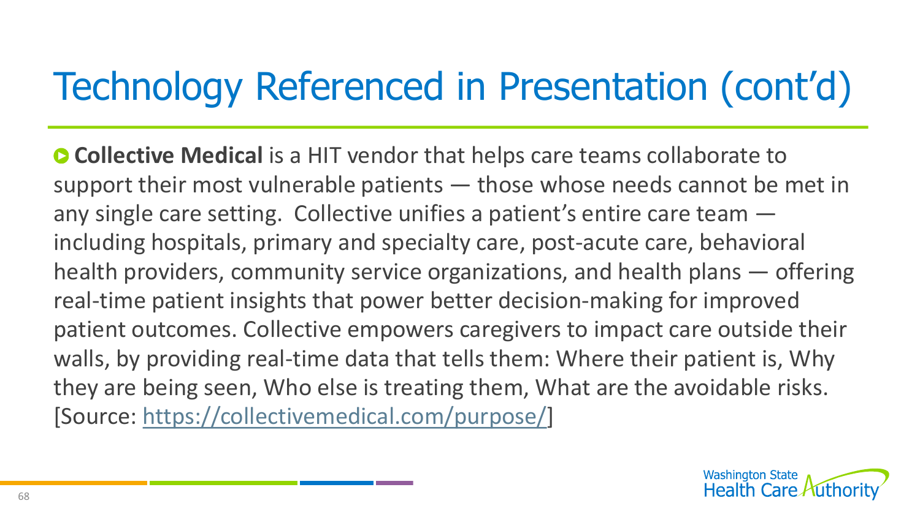# Technology Referenced in Presentation (cont'd)

- **Collective Medical** is a HIT vendor that helps care teams collaborate to support their most vulnerable patients — those whose needs cannot be met in any single care setting. Collective unifies a patient's entire care team — including hospitals, primary and specialty care, post-acute care, behavioral health providers, community service organizations, and health plans — offering real-time patient insights that power better decision-making for improved patient outcomes. Collective empowers caregivers to impact care outside their walls, by providing real-time data that tells them: Where their patient is, Why they are being seen, Who else is treating them, What are the avoidable risks. [Source: https://collectivemedical.com/purpose/]